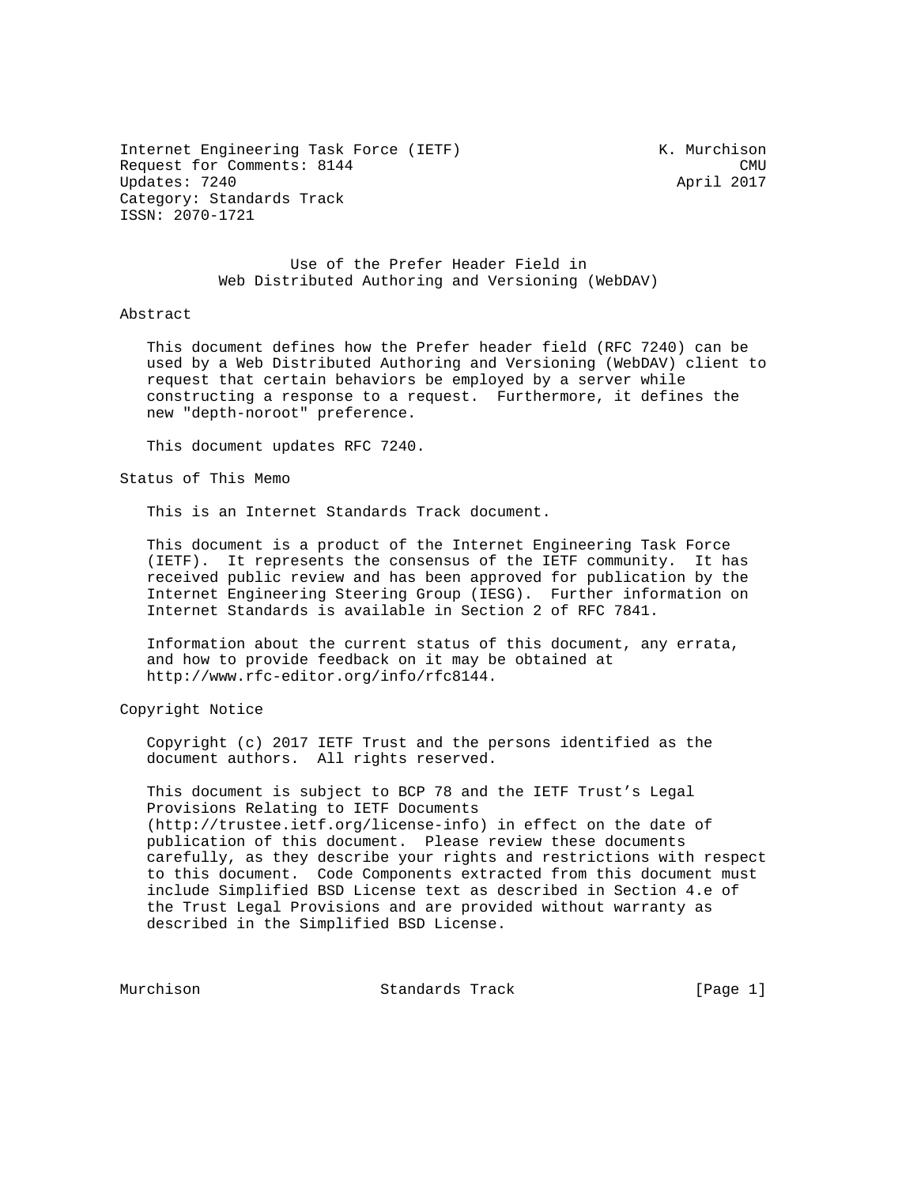Internet Engineering Task Force (IETF) K. Murchison
Request for Comments: 8144 CMU
Updates: 7240 April 2017
Category: Standards Track
ISSN: 2070-1721

# Use of the Prefer Header Field in Web Distributed Authoring and Versioning (WebDAV)

## Abstract

This document defines how the Prefer header field (RFC 7240) can be used by a Web Distributed Authoring and Versioning (WebDAV) client to request that certain behaviors be employed by a server while constructing a response to a request. Furthermore, it defines the new "depth-noroot" preference.

This document updates RFC 7240.

## Status of This Memo

This is an Internet Standards Track document.

This document is a product of the Internet Engineering Task Force (IETF). It represents the consensus of the IETF community. It has received public review and has been approved for publication by the Internet Engineering Steering Group (IESG). Further information on Internet Standards is available in Section 2 of RFC 7841.

Information about the current status of this document, any errata, and how to provide feedback on it may be obtained at http://www.rfc-editor.org/info/rfc8144.

## Copyright Notice

Copyright (c) 2017 IETF Trust and the persons identified as the document authors. All rights reserved.

This document is subject to BCP 78 and the IETF Trust's Legal Provisions Relating to IETF Documents (http://trustee.ietf.org/license-info) in effect on the date of publication of this document. Please review these documents carefully, as they describe your rights and restrictions with respect to this document. Code Components extracted from this document must include Simplified BSD License text as described in Section 4.e of the Trust Legal Provisions and are provided without warranty as described in the Simplified BSD License.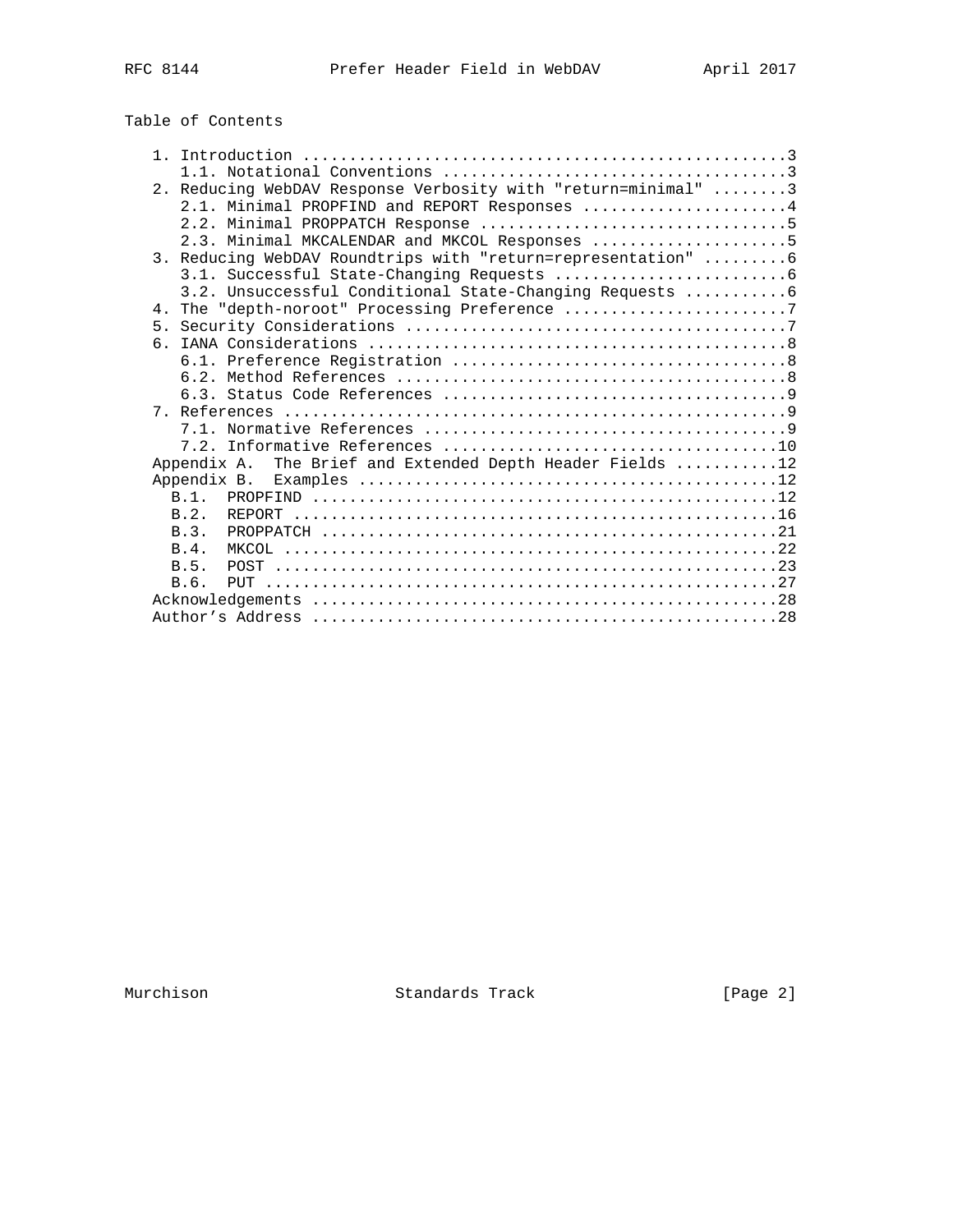## Table of Contents

```
   1. Introduction ....................................................3
      1.1. Notational Conventions .....................................3
   2. Reducing WebDAV Response Verbosity with "return=minimal" ........3
      2.1. Minimal PROPFIND and REPORT Responses ......................4
      2.2. Minimal PROPPATCH Response .................................5
      2.3. Minimal MKCALENDAR and MKCOL Responses .....................5
   3. Reducing WebDAV Roundtrips with "return=representation" .........6
      3.1. Successful State-Changing Requests .........................6
      3.2. Unsuccessful Conditional State-Changing Requests ...........6
   4. The "depth-noroot" Processing Preference ........................7
   5. Security Considerations .........................................7
   6. IANA Considerations .............................................8
      6.1. Preference Registration ....................................8
      6.2. Method References ..........................................8
      6.3. Status Code References .....................................9
   7. References ......................................................9
      7.1. Normative References .......................................9
      7.2. Informative References ....................................10
   Appendix A.  The Brief and Extended Depth Header Fields ...........12
   Appendix B.  Examples .............................................12
     B.1.  PROPFIND ..................................................12
     B.2.  REPORT ....................................................16
     B.3.  PROPPATCH .................................................21
     B.4.  MKCOL .....................................................22
     B.5.  POST ......................................................23
     B.6.  PUT .......................................................27
   Acknowledgements ..................................................28
   Author's Address ..................................................28
```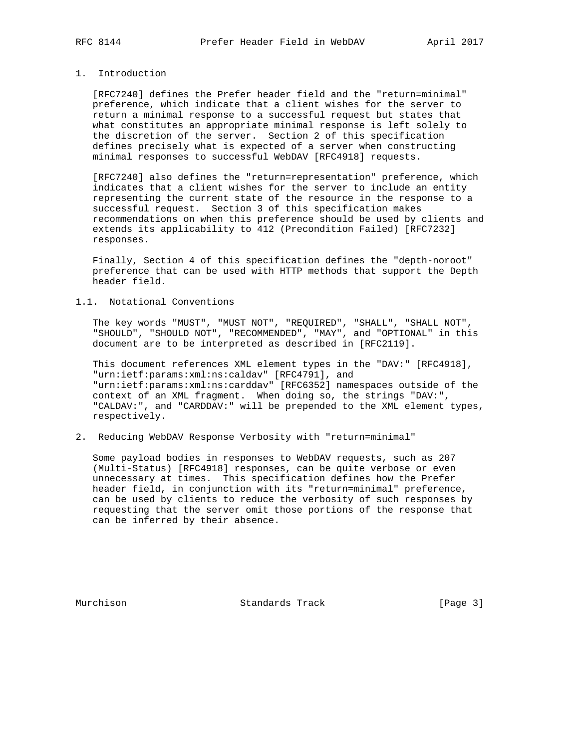## 1. Introduction

[RFC7240] defines the Prefer header field and the "return=minimal" preference, which indicate that a client wishes for the server to return a minimal response to a successful request but states that what constitutes an appropriate minimal response is left solely to the discretion of the server. Section 2 of this specification defines precisely what is expected of a server when constructing minimal responses to successful WebDAV [RFC4918] requests.

[RFC7240] also defines the "return=representation" preference, which indicates that a client wishes for the server to include an entity representing the current state of the resource in the response to a successful request. Section 3 of this specification makes recommendations on when this preference should be used by clients and extends its applicability to 412 (Precondition Failed) [RFC7232] responses.

Finally, Section 4 of this specification defines the "depth-noroot" preference that can be used with HTTP methods that support the Depth header field.

### 1.1. Notational Conventions

The key words "MUST", "MUST NOT", "REQUIRED", "SHALL", "SHALL NOT", "SHOULD", "SHOULD NOT", "RECOMMENDED", "MAY", and "OPTIONAL" in this document are to be interpreted as described in [RFC2119].

This document references XML element types in the "DAV:" [RFC4918], "urn:ietf:params:xml:ns:caldav" [RFC4791], and "urn:ietf:params:xml:ns:carddav" [RFC6352] namespaces outside of the context of an XML fragment. When doing so, the strings "DAV:", "CALDAV:", and "CARDDAV:" will be prepended to the XML element types, respectively.

## 2. Reducing WebDAV Response Verbosity with "return=minimal"

Some payload bodies in responses to WebDAV requests, such as 207 (Multi-Status) [RFC4918] responses, can be quite verbose or even unnecessary at times. This specification defines how the Prefer header field, in conjunction with its "return=minimal" preference, can be used by clients to reduce the verbosity of such responses by requesting that the server omit those portions of the response that can be inferred by their absence.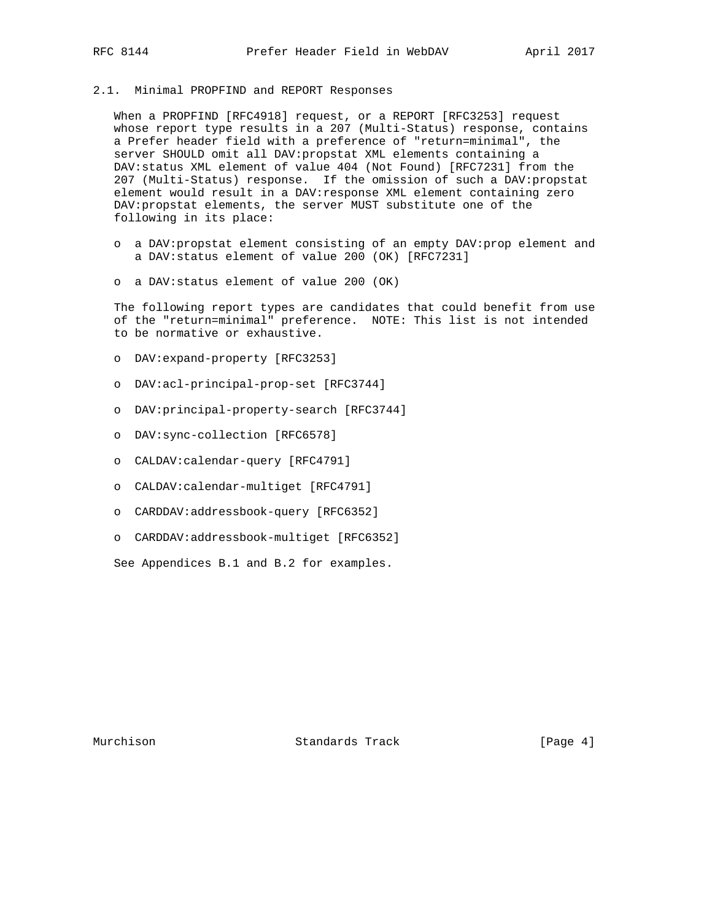### 2.1. Minimal PROPFIND and REPORT Responses

When a PROPFIND [RFC4918] request, or a REPORT [RFC3253] request whose report type results in a 207 (Multi-Status) response, contains a Prefer header field with a preference of "return=minimal", the server SHOULD omit all DAV:propstat XML elements containing a DAV:status XML element of value 404 (Not Found) [RFC7231] from the 207 (Multi-Status) response. If the omission of such a DAV:propstat element would result in a DAV:response XML element containing zero DAV:propstat elements, the server MUST substitute one of the following in its place:

- a DAV:propstat element consisting of an empty DAV:prop element and a DAV:status element of value 200 (OK) [RFC7231]
- a DAV:status element of value 200 (OK)

The following report types are candidates that could benefit from use of the "return=minimal" preference. NOTE: This list is not intended to be normative or exhaustive.

- DAV:expand-property [RFC3253]
- DAV:acl-principal-prop-set [RFC3744]
- DAV:principal-property-search [RFC3744]
- DAV:sync-collection [RFC6578]
- CALDAV:calendar-query [RFC4791]
- CALDAV:calendar-multiget [RFC4791]
- CARDDAV:addressbook-query [RFC6352]
- CARDDAV:addressbook-multiget [RFC6352]

See Appendices B.1 and B.2 for examples.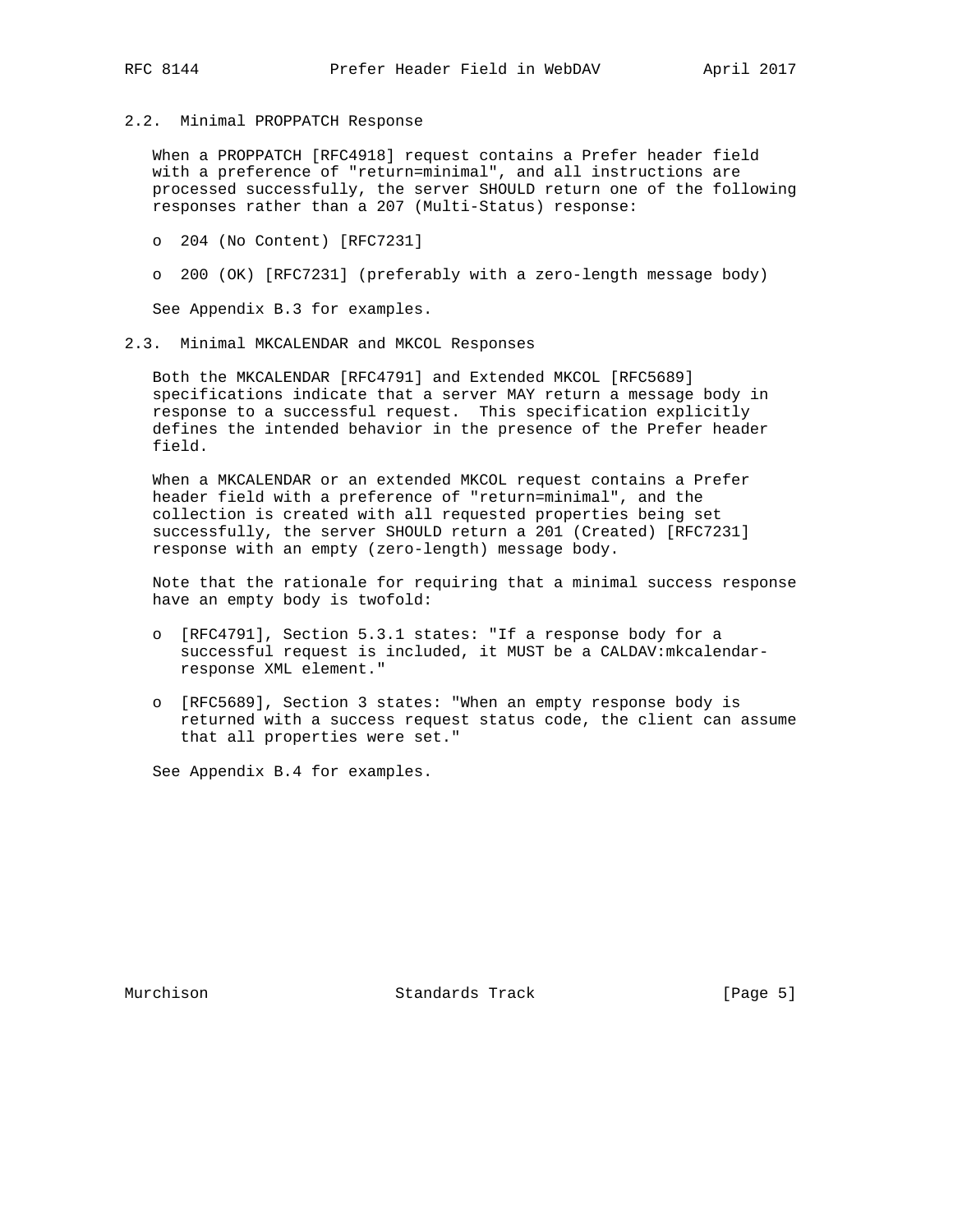## 2.2. Minimal PROPPATCH Response

When a PROPPATCH [RFC4918] request contains a Prefer header field with a preference of "return=minimal", and all instructions are processed successfully, the server SHOULD return one of the following responses rather than a 207 (Multi-Status) response:

- 204 (No Content) [RFC7231]
- 200 (OK) [RFC7231] (preferably with a zero-length message body)

See Appendix B.3 for examples.

## 2.3. Minimal MKCALENDAR and MKCOL Responses

Both the MKCALENDAR [RFC4791] and Extended MKCOL [RFC5689] specifications indicate that a server MAY return a message body in response to a successful request. This specification explicitly defines the intended behavior in the presence of the Prefer header field.

When a MKCALENDAR or an extended MKCOL request contains a Prefer header field with a preference of "return=minimal", and the collection is created with all requested properties being set successfully, the server SHOULD return a 201 (Created) [RFC7231] response with an empty (zero-length) message body.

Note that the rationale for requiring that a minimal success response have an empty body is twofold:

- [RFC4791], Section 5.3.1 states: "If a response body for a successful request is included, it MUST be a CALDAV:mkcalendar-response XML element."
- [RFC5689], Section 3 states: "When an empty response body is returned with a success request status code, the client can assume that all properties were set."

See Appendix B.4 for examples.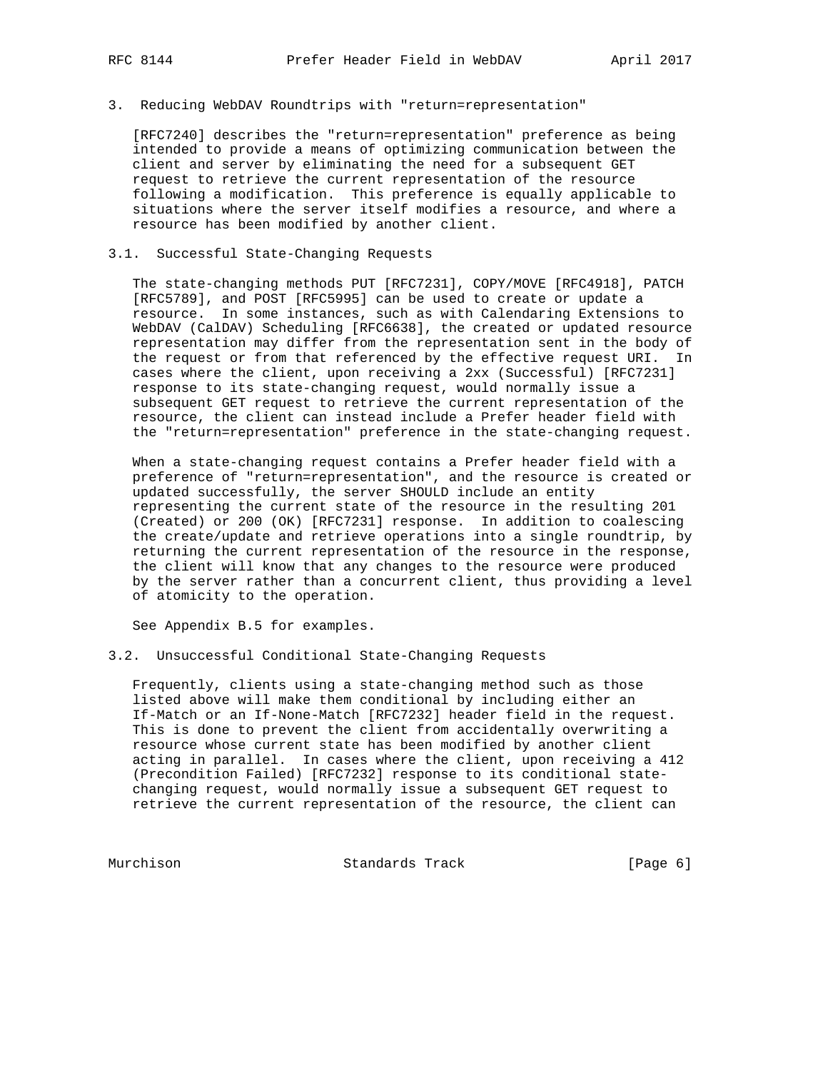## 3. Reducing WebDAV Roundtrips with "return=representation"

[RFC7240] describes the "return=representation" preference as being intended to provide a means of optimizing communication between the client and server by eliminating the need for a subsequent GET request to retrieve the current representation of the resource following a modification. This preference is equally applicable to situations where the server itself modifies a resource, and where a resource has been modified by another client.

### 3.1. Successful State-Changing Requests

The state-changing methods PUT [RFC7231], COPY/MOVE [RFC4918], PATCH [RFC5789], and POST [RFC5995] can be used to create or update a resource. In some instances, such as with Calendaring Extensions to WebDAV (CalDAV) Scheduling [RFC6638], the created or updated resource representation may differ from the representation sent in the body of the request or from that referenced by the effective request URI. In cases where the client, upon receiving a 2xx (Successful) [RFC7231] response to its state-changing request, would normally issue a subsequent GET request to retrieve the current representation of the resource, the client can instead include a Prefer header field with the "return=representation" preference in the state-changing request.

When a state-changing request contains a Prefer header field with a preference of "return=representation", and the resource is created or updated successfully, the server SHOULD include an entity representing the current state of the resource in the resulting 201 (Created) or 200 (OK) [RFC7231] response. In addition to coalescing the create/update and retrieve operations into a single roundtrip, by returning the current representation of the resource in the response, the client will know that any changes to the resource were produced by the server rather than a concurrent client, thus providing a level of atomicity to the operation.

See Appendix B.5 for examples.

### 3.2. Unsuccessful Conditional State-Changing Requests

Frequently, clients using a state-changing method such as those listed above will make them conditional by including either an If-Match or an If-None-Match [RFC7232] header field in the request. This is done to prevent the client from accidentally overwriting a resource whose current state has been modified by another client acting in parallel. In cases where the client, upon receiving a 412 (Precondition Failed) [RFC7232] response to its conditional state-changing request, would normally issue a subsequent GET request to retrieve the current representation of the resource, the client can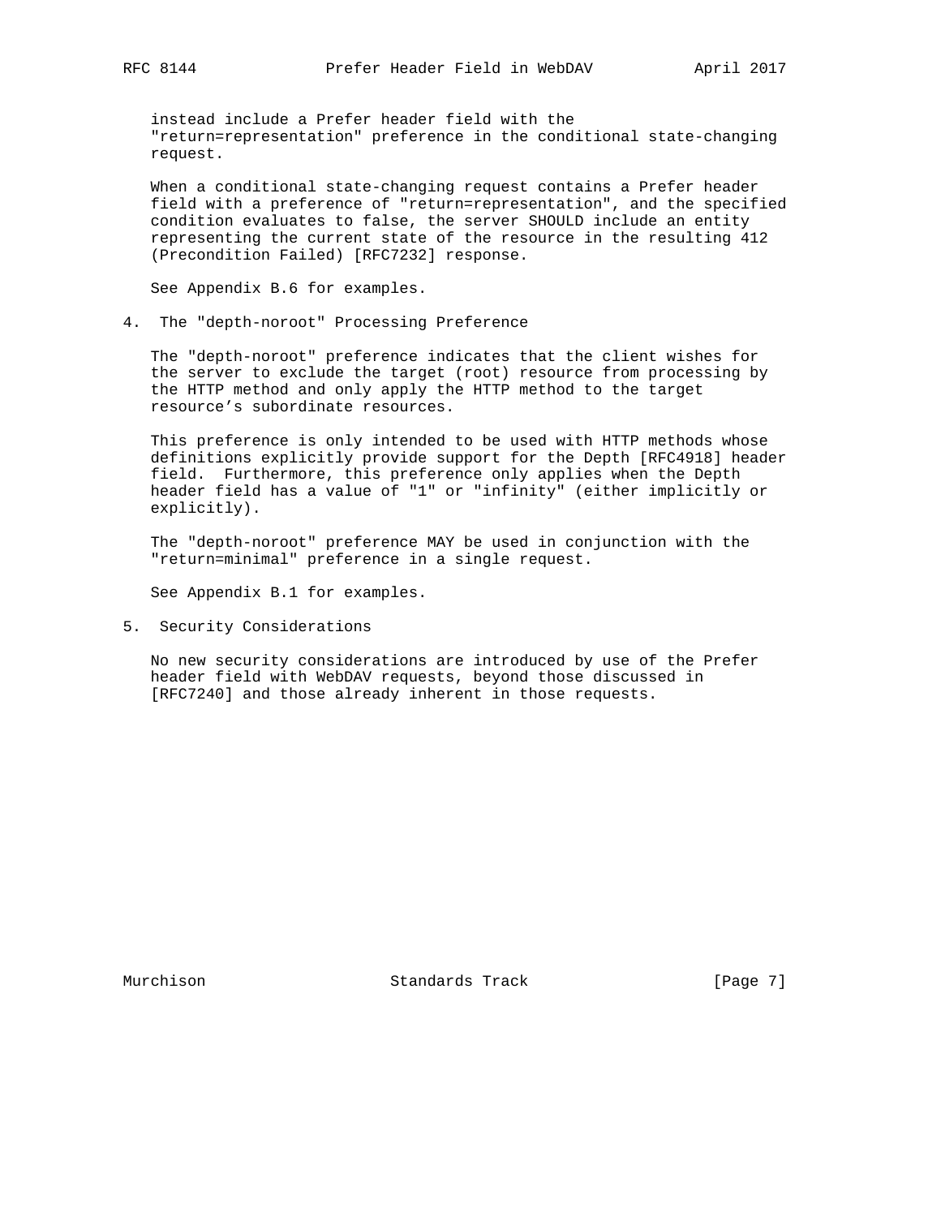instead include a Prefer header field with the "return=representation" preference in the conditional state-changing request.

When a conditional state-changing request contains a Prefer header field with a preference of "return=representation", and the specified condition evaluates to false, the server SHOULD include an entity representing the current state of the resource in the resulting 412 (Precondition Failed) [RFC7232] response.

See Appendix B.6 for examples.

## 4. The "depth-noroot" Processing Preference

The "depth-noroot" preference indicates that the client wishes for the server to exclude the target (root) resource from processing by the HTTP method and only apply the HTTP method to the target resource’s subordinate resources.

This preference is only intended to be used with HTTP methods whose definitions explicitly provide support for the Depth [RFC4918] header field. Furthermore, this preference only applies when the Depth header field has a value of "1" or "infinity" (either implicitly or explicitly).

The "depth-noroot" preference MAY be used in conjunction with the "return=minimal" preference in a single request.

See Appendix B.1 for examples.

## 5. Security Considerations

No new security considerations are introduced by use of the Prefer header field with WebDAV requests, beyond those discussed in [RFC7240] and those already inherent in those requests.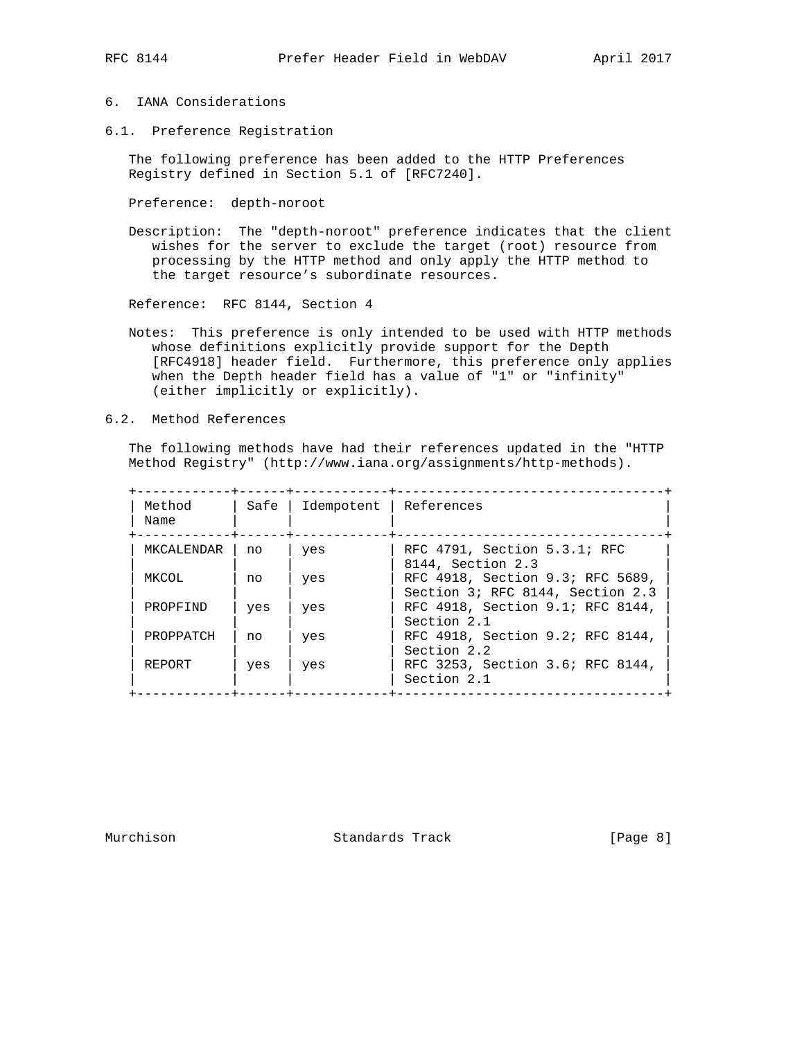# 6. IANA Considerations

## 6.1. Preference Registration

The following preference has been added to the HTTP Preferences Registry defined in Section 5.1 of [RFC7240].

Preference: depth-noroot

Description: The "depth-noroot" preference indicates that the client wishes for the server to exclude the target (root) resource from processing by the HTTP method and only apply the HTTP method to the target resource’s subordinate resources.

Reference: RFC 8144, Section 4

Notes: This preference is only intended to be used with HTTP methods whose definitions explicitly provide support for the Depth [RFC4918] header field. Furthermore, this preference only applies when the Depth header field has a value of "1" or "infinity" (either implicitly or explicitly).

## 6.2. Method References

The following methods have had their references updated in the "HTTP Method Registry" (http://www.iana.org/assignments/http-methods).

| Method Name | Safe | Idempotent | References |
|---|---|---|---|
| MKCALENDAR | no | yes | RFC 4791, Section 5.3.1; RFC 8144, Section 2.3 |
| MKCOL | no | yes | RFC 4918, Section 9.3; RFC 5689, Section 3; RFC 8144, Section 2.3 |
| PROPFIND | yes | yes | RFC 4918, Section 9.1; RFC 8144, Section 2.1 |
| PROPPATCH | no | yes | RFC 4918, Section 9.2; RFC 8144, Section 2.2 |
| REPORT | yes | yes | RFC 3253, Section 3.6; RFC 8144, Section 2.1 |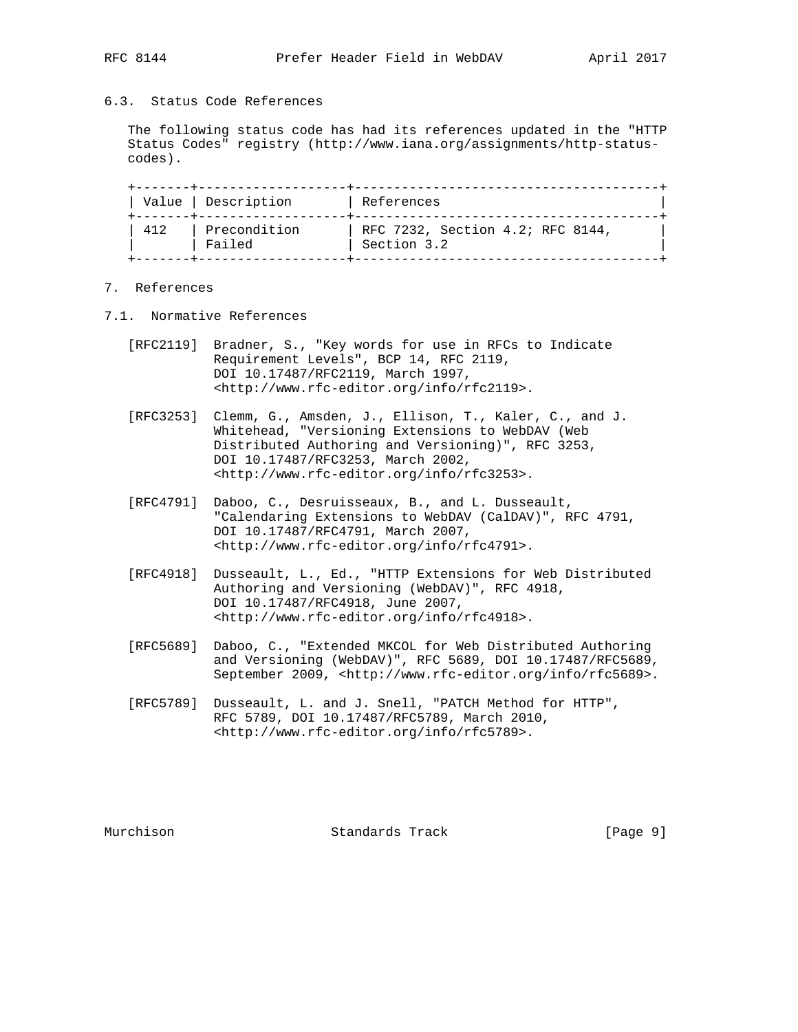### 6.3. Status Code References

The following status code has had its references updated in the "HTTP Status Codes" registry (http://www.iana.org/assignments/http-status-codes).

| Value | Description | References |
|---|---|---|
| 412 | Precondition Failed | RFC 7232, Section 4.2; RFC 8144, Section 3.2 |

## 7. References

### 7.1. Normative References

[RFC2119] Bradner, S., "Key words for use in RFCs to Indicate Requirement Levels", BCP 14, RFC 2119, DOI 10.17487/RFC2119, March 1997, <http://www.rfc-editor.org/info/rfc2119>.

[RFC3253] Clemm, G., Amsden, J., Ellison, T., Kaler, C., and J. Whitehead, "Versioning Extensions to WebDAV (Web Distributed Authoring and Versioning)", RFC 3253, DOI 10.17487/RFC3253, March 2002, <http://www.rfc-editor.org/info/rfc3253>.

[RFC4791] Daboo, C., Desruisseaux, B., and L. Dusseault, "Calendaring Extensions to WebDAV (CalDAV)", RFC 4791, DOI 10.17487/RFC4791, March 2007, <http://www.rfc-editor.org/info/rfc4791>.

[RFC4918] Dusseault, L., Ed., "HTTP Extensions for Web Distributed Authoring and Versioning (WebDAV)", RFC 4918, DOI 10.17487/RFC4918, June 2007, <http://www.rfc-editor.org/info/rfc4918>.

[RFC5689] Daboo, C., "Extended MKCOL for Web Distributed Authoring and Versioning (WebDAV)", RFC 5689, DOI 10.17487/RFC5689, September 2009, <http://www.rfc-editor.org/info/rfc5689>.

[RFC5789] Dusseault, L. and J. Snell, "PATCH Method for HTTP", RFC 5789, DOI 10.17487/RFC5789, March 2010, <http://www.rfc-editor.org/info/rfc5789>.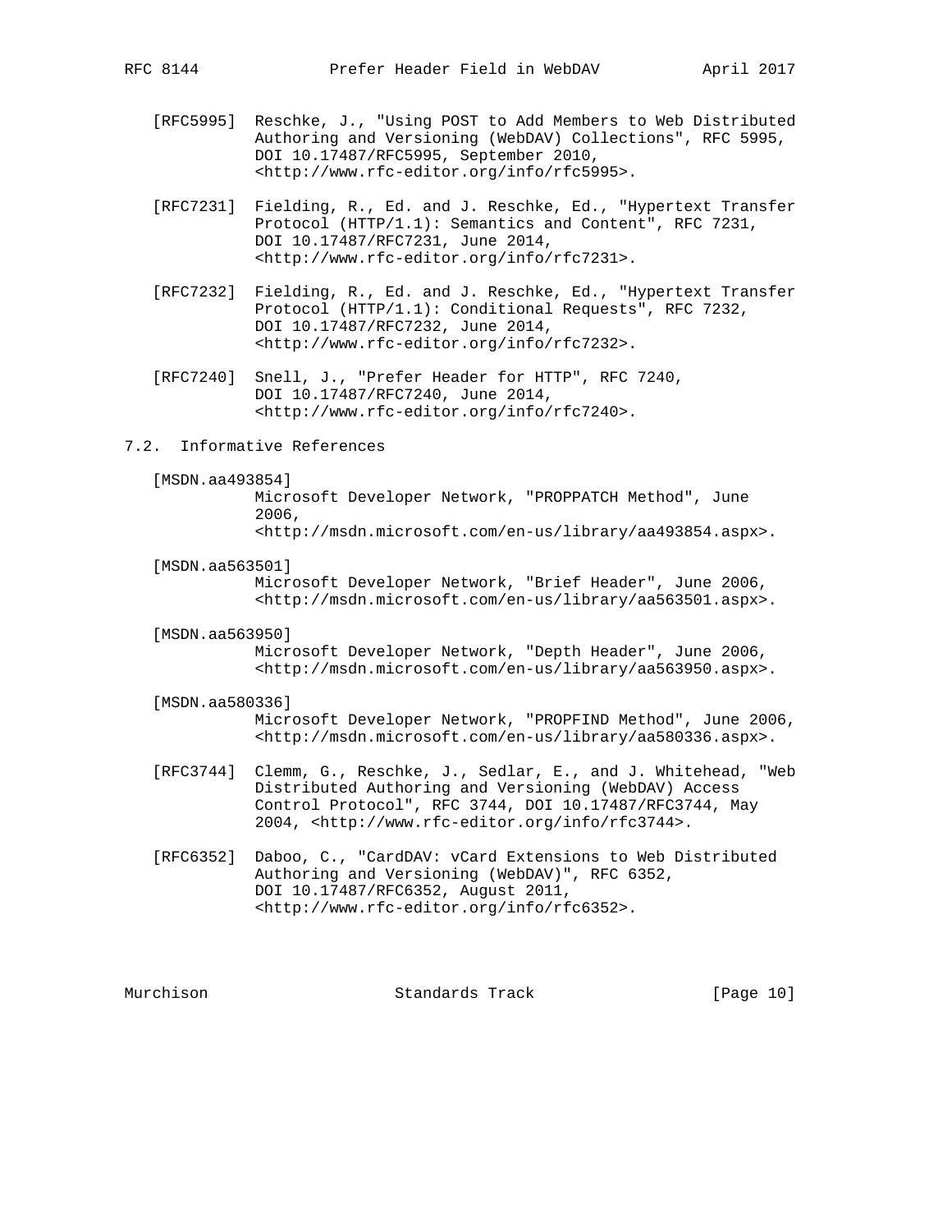[RFC5995] Reschke, J., "Using POST to Add Members to Web Distributed Authoring and Versioning (WebDAV) Collections", RFC 5995, DOI 10.17487/RFC5995, September 2010, <http://www.rfc-editor.org/info/rfc5995>.

[RFC7231] Fielding, R., Ed. and J. Reschke, Ed., "Hypertext Transfer Protocol (HTTP/1.1): Semantics and Content", RFC 7231, DOI 10.17487/RFC7231, June 2014, <http://www.rfc-editor.org/info/rfc7231>.

[RFC7232] Fielding, R., Ed. and J. Reschke, Ed., "Hypertext Transfer Protocol (HTTP/1.1): Conditional Requests", RFC 7232, DOI 10.17487/RFC7232, June 2014, <http://www.rfc-editor.org/info/rfc7232>.

[RFC7240] Snell, J., "Prefer Header for HTTP", RFC 7240, DOI 10.17487/RFC7240, June 2014, <http://www.rfc-editor.org/info/rfc7240>.

### 7.2. Informative References

[MSDN.aa493854] Microsoft Developer Network, "PROPPATCH Method", June 2006, <http://msdn.microsoft.com/en-us/library/aa493854.aspx>.

[MSDN.aa563501] Microsoft Developer Network, "Brief Header", June 2006, <http://msdn.microsoft.com/en-us/library/aa563501.aspx>.

[MSDN.aa563950] Microsoft Developer Network, "Depth Header", June 2006, <http://msdn.microsoft.com/en-us/library/aa563950.aspx>.

[MSDN.aa580336] Microsoft Developer Network, "PROPFIND Method", June 2006, <http://msdn.microsoft.com/en-us/library/aa580336.aspx>.

[RFC3744] Clemm, G., Reschke, J., Sedlar, E., and J. Whitehead, "Web Distributed Authoring and Versioning (WebDAV) Access Control Protocol", RFC 3744, DOI 10.17487/RFC3744, May 2004, <http://www.rfc-editor.org/info/rfc3744>.

[RFC6352] Daboo, C., "CardDAV: vCard Extensions to Web Distributed Authoring and Versioning (WebDAV)", RFC 6352, DOI 10.17487/RFC6352, August 2011, <http://www.rfc-editor.org/info/rfc6352>.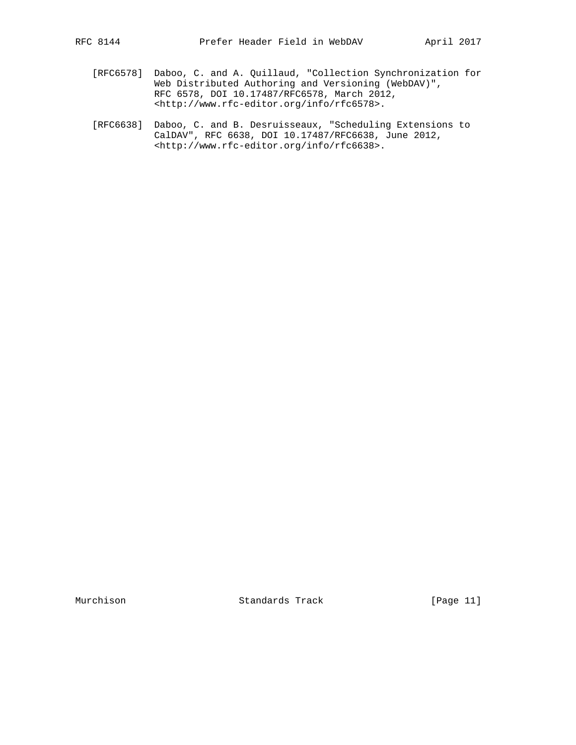[RFC6578] Daboo, C. and A. Quillaud, "Collection Synchronization for Web Distributed Authoring and Versioning (WebDAV)", RFC 6578, DOI 10.17487/RFC6578, March 2012, <http://www.rfc-editor.org/info/rfc6578>.

[RFC6638] Daboo, C. and B. Desruisseaux, "Scheduling Extensions to CalDAV", RFC 6638, DOI 10.17487/RFC6638, June 2012, <http://www.rfc-editor.org/info/rfc6638>.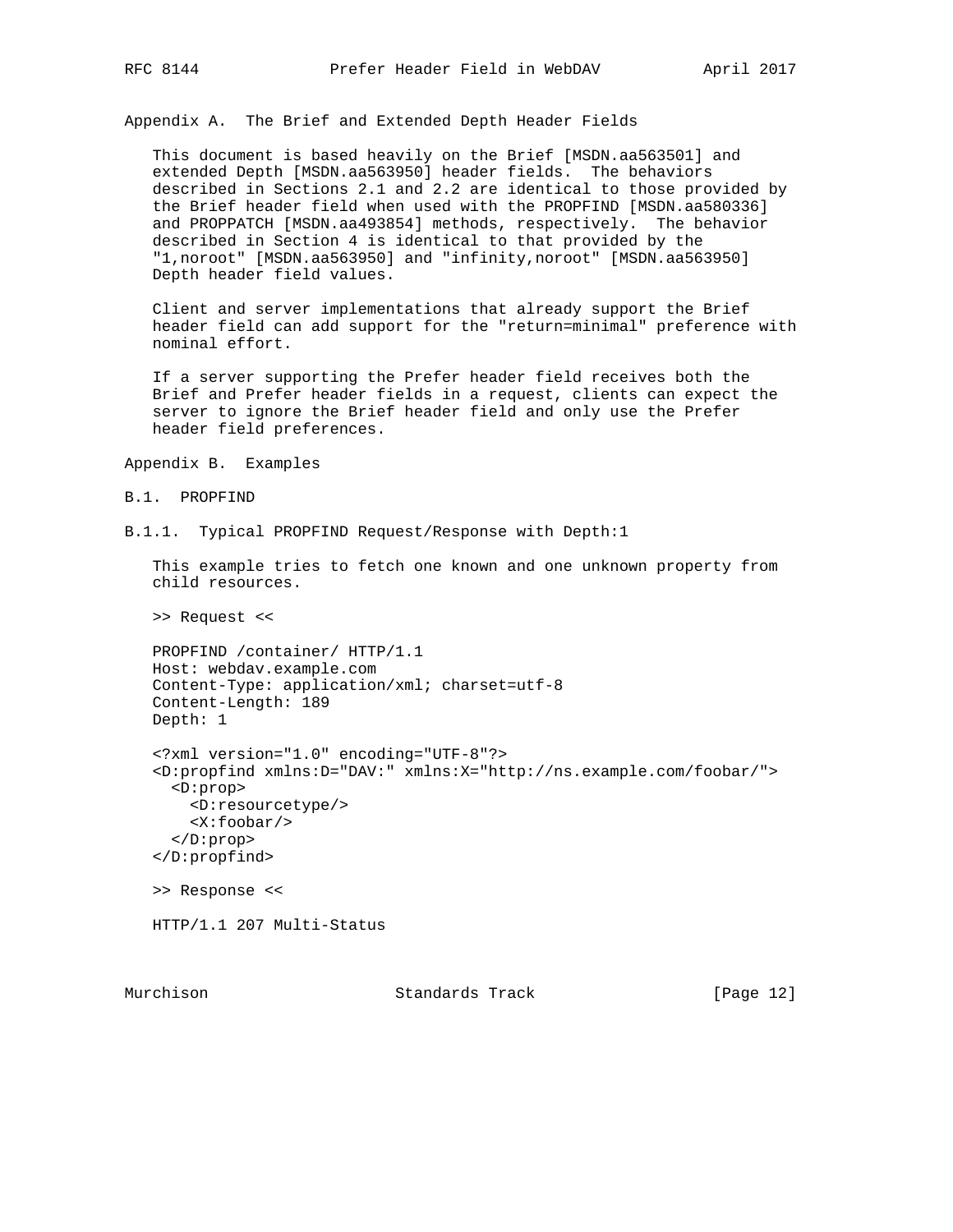## Appendix A. The Brief and Extended Depth Header Fields

This document is based heavily on the Brief [MSDN.aa563501] and extended Depth [MSDN.aa563950] header fields. The behaviors described in Sections 2.1 and 2.2 are identical to those provided by the Brief header field when used with the PROPFIND [MSDN.aa580336] and PROPPATCH [MSDN.aa493854] methods, respectively. The behavior described in Section 4 is identical to that provided by the "1,noroot" [MSDN.aa563950] and "infinity,noroot" [MSDN.aa563950] Depth header field values.

Client and server implementations that already support the Brief header field can add support for the "return=minimal" preference with nominal effort.

If a server supporting the Prefer header field receives both the Brief and Prefer header fields in a request, clients can expect the server to ignore the Brief header field and only use the Prefer header field preferences.

## Appendix B. Examples

### B.1. PROPFIND

#### B.1.1. Typical PROPFIND Request/Response with Depth:1

This example tries to fetch one known and one unknown property from child resources.

```
>> Request <<

PROPFIND /container/ HTTP/1.1
Host: webdav.example.com
Content-Type: application/xml; charset=utf-8
Content-Length: 189
Depth: 1

<?xml version="1.0" encoding="UTF-8"?>
<D:propfind xmlns:D="DAV:" xmlns:X="http://ns.example.com/foobar/">
  <D:prop>
    <D:resourcetype/>
    <X:foobar/>
  </D:prop>
</D:propfind>

>> Response <<

HTTP/1.1 207 Multi-Status
```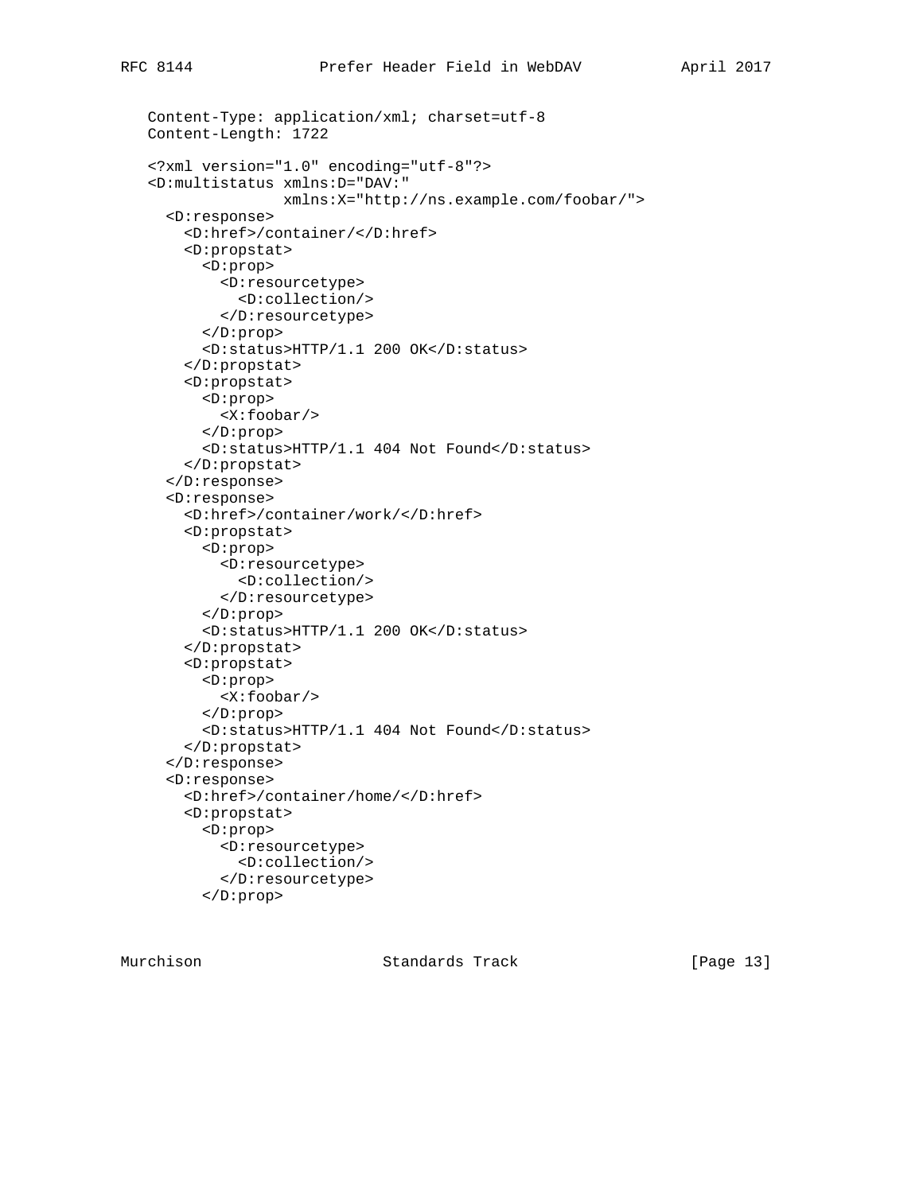```
   Content-Type: application/xml; charset=utf-8
   Content-Length: 1722

   <?xml version="1.0" encoding="utf-8"?>
   <D:multistatus xmlns:D="DAV:"
                  xmlns:X="http://ns.example.com/foobar/">
     <D:response>
       <D:href>/container/</D:href>
       <D:propstat>
         <D:prop>
           <D:resourcetype>
             <D:collection/>
           </D:resourcetype>
         </D:prop>
         <D:status>HTTP/1.1 200 OK</D:status>
       </D:propstat>
       <D:propstat>
         <D:prop>
           <X:foobar/>
         </D:prop>
         <D:status>HTTP/1.1 404 Not Found</D:status>
       </D:propstat>
     </D:response>
     <D:response>
       <D:href>/container/work/</D:href>
       <D:propstat>
         <D:prop>
           <D:resourcetype>
             <D:collection/>
           </D:resourcetype>
         </D:prop>
         <D:status>HTTP/1.1 200 OK</D:status>
       </D:propstat>
       <D:propstat>
         <D:prop>
           <X:foobar/>
         </D:prop>
         <D:status>HTTP/1.1 404 Not Found</D:status>
       </D:propstat>
     </D:response>
     <D:response>
       <D:href>/container/home/</D:href>
       <D:propstat>
         <D:prop>
           <D:resourcetype>
             <D:collection/>
           </D:resourcetype>
         </D:prop>
```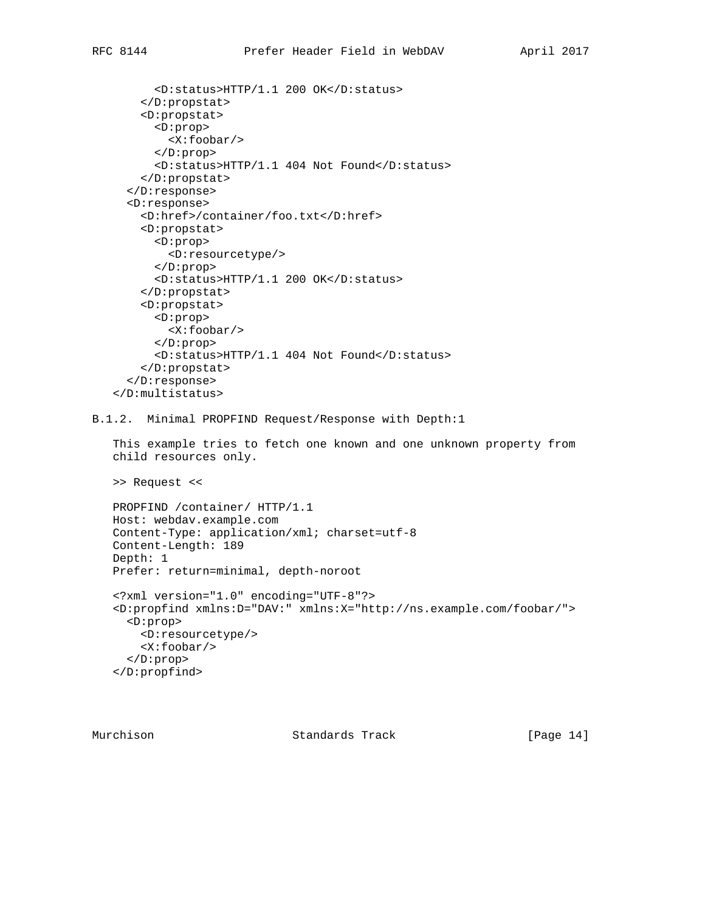```
        <D:status>HTTP/1.1 200 OK</D:status>
      </D:propstat>
      <D:propstat>
        <D:prop>
          <X:foobar/>
        </D:prop>
        <D:status>HTTP/1.1 404 Not Found</D:status>
      </D:propstat>
    </D:response>
    <D:response>
      <D:href>/container/foo.txt</D:href>
      <D:propstat>
        <D:prop>
          <D:resourcetype/>
        </D:prop>
        <D:status>HTTP/1.1 200 OK</D:status>
      </D:propstat>
      <D:propstat>
        <D:prop>
          <X:foobar/>
        </D:prop>
        <D:status>HTTP/1.1 404 Not Found</D:status>
      </D:propstat>
    </D:response>
  </D:multistatus>
```

### B.1.2. Minimal PROPFIND Request/Response with Depth:1

This example tries to fetch one known and one unknown property from child resources only.

\>> Request <<

```
PROPFIND /container/ HTTP/1.1
Host: webdav.example.com
Content-Type: application/xml; charset=utf-8
Content-Length: 189
Depth: 1
Prefer: return=minimal, depth-noroot

<?xml version="1.0" encoding="UTF-8"?>
<D:propfind xmlns:D="DAV:" xmlns:X="http://ns.example.com/foobar/">
  <D:prop>
    <D:resourcetype/>
    <X:foobar/>
  </D:prop>
</D:propfind>
```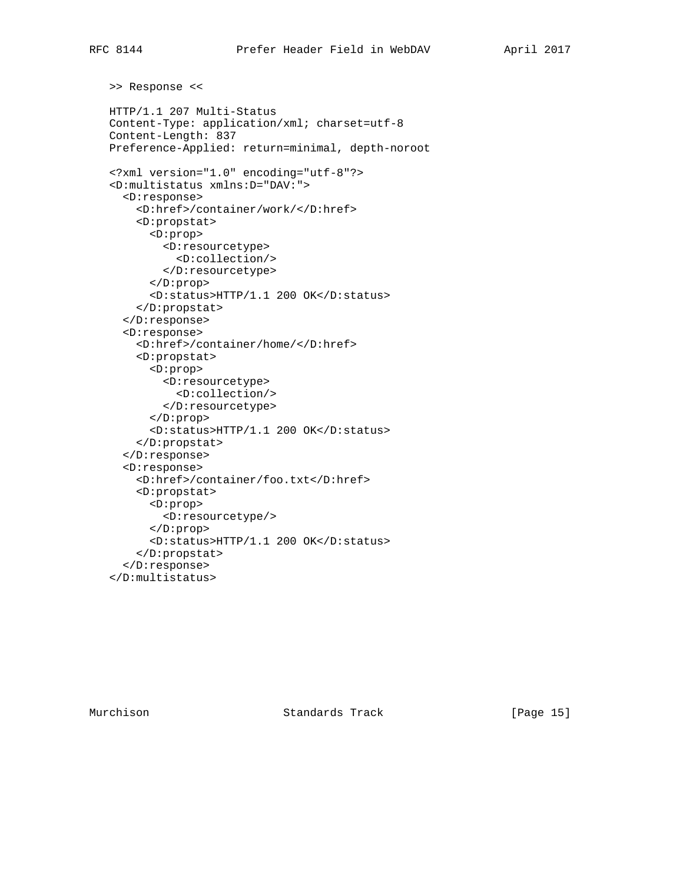```
>> Response <<

HTTP/1.1 207 Multi-Status
Content-Type: application/xml; charset=utf-8
Content-Length: 837
Preference-Applied: return=minimal, depth-noroot

<?xml version="1.0" encoding="utf-8"?>
<D:multistatus xmlns:D="DAV:">
  <D:response>
    <D:href>/container/work/</D:href>
    <D:propstat>
      <D:prop>
        <D:resourcetype>
          <D:collection/>
        </D:resourcetype>
      </D:prop>
      <D:status>HTTP/1.1 200 OK</D:status>
    </D:propstat>
  </D:response>
  <D:response>
    <D:href>/container/home/</D:href>
    <D:propstat>
      <D:prop>
        <D:resourcetype>
          <D:collection/>
        </D:resourcetype>
      </D:prop>
      <D:status>HTTP/1.1 200 OK</D:status>
    </D:propstat>
  </D:response>
  <D:response>
    <D:href>/container/foo.txt</D:href>
    <D:propstat>
      <D:prop>
        <D:resourcetype/>
      </D:prop>
      <D:status>HTTP/1.1 200 OK</D:status>
    </D:propstat>
  </D:response>
</D:multistatus>
```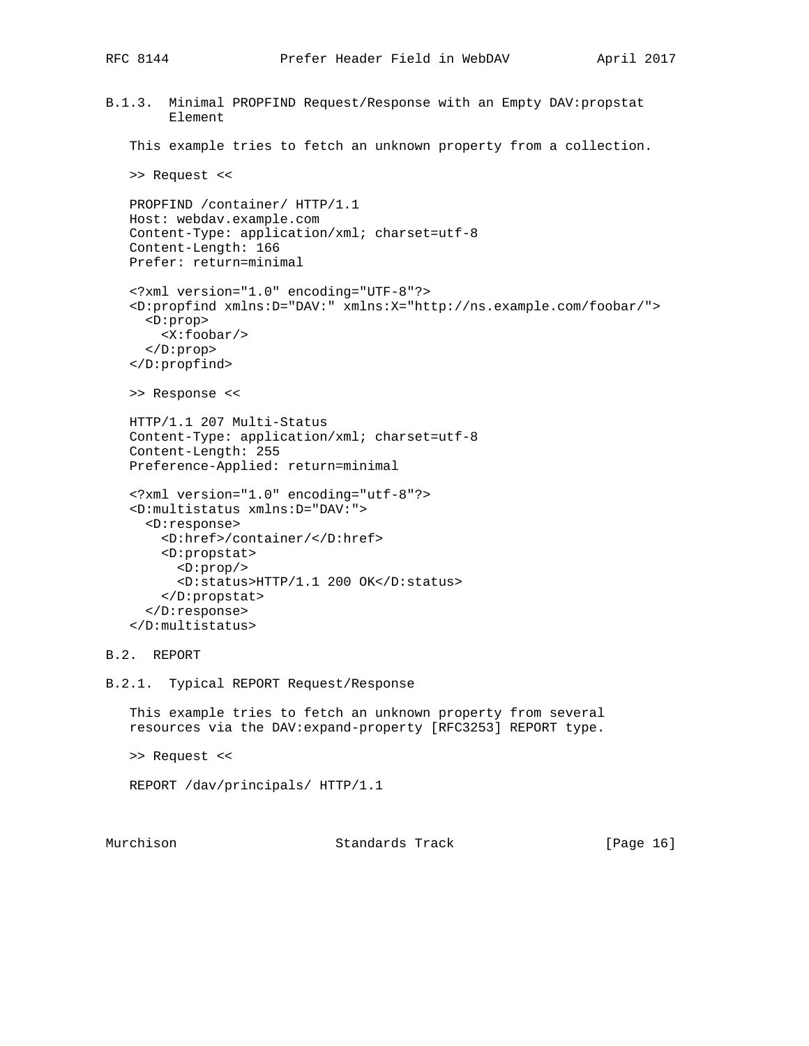### B.1.3. Minimal PROPFIND Request/Response with an Empty DAV:propstat Element

This example tries to fetch an unknown property from a collection.

>> Request <<

```
PROPFIND /container/ HTTP/1.1
Host: webdav.example.com
Content-Type: application/xml; charset=utf-8
Content-Length: 166
Prefer: return=minimal

<?xml version="1.0" encoding="UTF-8"?>
<D:propfind xmlns:D="DAV:" xmlns:X="http://ns.example.com/foobar/">
  <D:prop>
    <X:foobar/>
  </D:prop>
</D:propfind>
```

>> Response <<

```
HTTP/1.1 207 Multi-Status
Content-Type: application/xml; charset=utf-8
Content-Length: 255
Preference-Applied: return=minimal

<?xml version="1.0" encoding="utf-8"?>
<D:multistatus xmlns:D="DAV:">
  <D:response>
    <D:href>/container/</D:href>
    <D:propstat>
      <D:prop/>
      <D:status>HTTP/1.1 200 OK</D:status>
    </D:propstat>
  </D:response>
</D:multistatus>
```

## B.2. REPORT

### B.2.1. Typical REPORT Request/Response

This example tries to fetch an unknown property from several resources via the DAV:expand-property [RFC3253] REPORT type.

>> Request <<

```
REPORT /dav/principals/ HTTP/1.1
```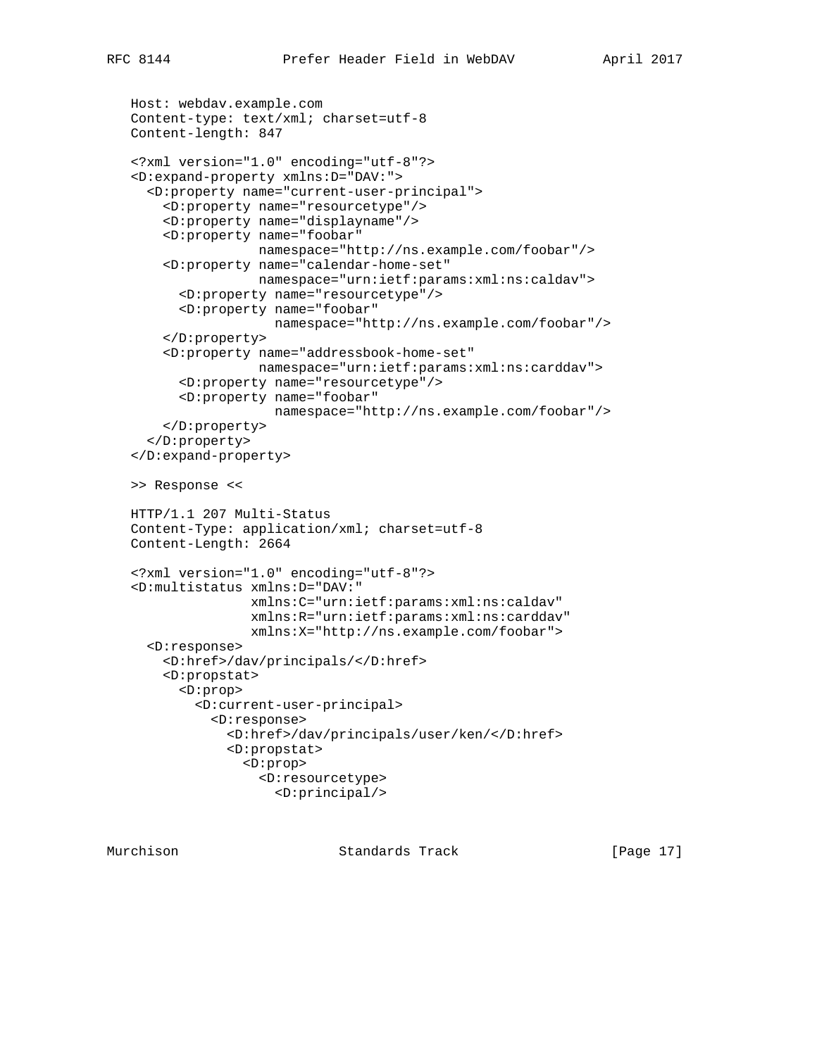```
   Host: webdav.example.com
   Content-type: text/xml; charset=utf-8
   Content-length: 847

   <?xml version="1.0" encoding="utf-8"?>
   <D:expand-property xmlns:D="DAV:">
     <D:property name="current-user-principal">
       <D:property name="resourcetype"/>
       <D:property name="displayname"/>
       <D:property name="foobar"
                   namespace="http://ns.example.com/foobar"/>
       <D:property name="calendar-home-set"
                   namespace="urn:ietf:params:xml:ns:caldav">
         <D:property name="resourcetype"/>
         <D:property name="foobar"
                     namespace="http://ns.example.com/foobar"/>
       </D:property>
       <D:property name="addressbook-home-set"
                   namespace="urn:ietf:params:xml:ns:carddav">
         <D:property name="resourcetype"/>
         <D:property name="foobar"
                     namespace="http://ns.example.com/foobar"/>
       </D:property>
     </D:property>
   </D:expand-property>

   >> Response <<

   HTTP/1.1 207 Multi-Status
   Content-Type: application/xml; charset=utf-8
   Content-Length: 2664

   <?xml version="1.0" encoding="utf-8"?>
   <D:multistatus xmlns:D="DAV:"
                  xmlns:C="urn:ietf:params:xml:ns:caldav"
                  xmlns:R="urn:ietf:params:xml:ns:carddav"
                  xmlns:X="http://ns.example.com/foobar">
     <D:response>
       <D:href>/dav/principals/</D:href>
       <D:propstat>
         <D:prop>
           <D:current-user-principal>
             <D:response>
               <D:href>/dav/principals/user/ken/</D:href>
               <D:propstat>
                 <D:prop>
                   <D:resourcetype>
                     <D:principal/>
```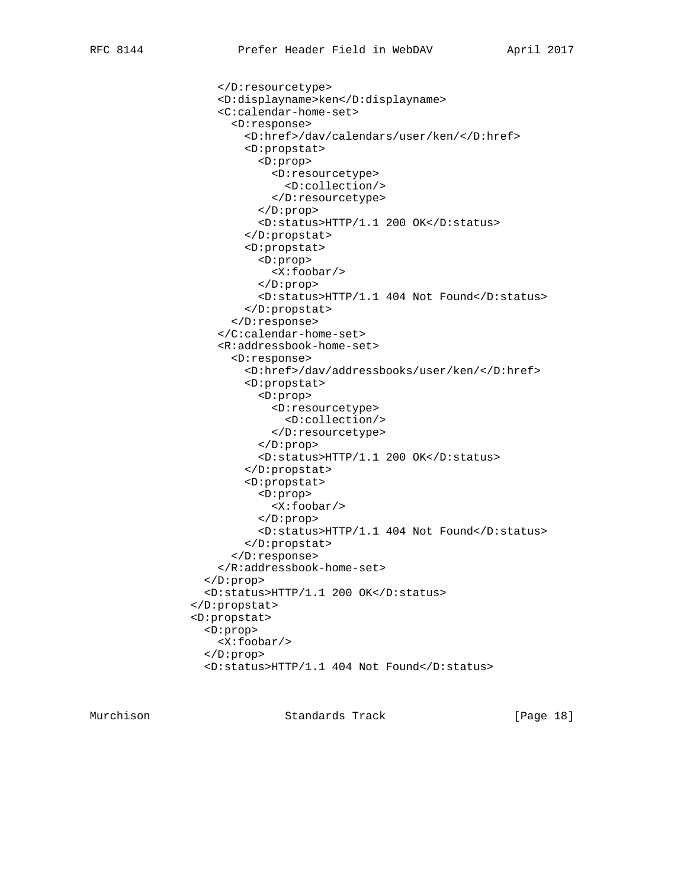```
          </D:resourcetype>
          <D:displayname>ken</D:displayname>
          <C:calendar-home-set>
            <D:response>
              <D:href>/dav/calendars/user/ken/</D:href>
              <D:propstat>
                <D:prop>
                  <D:resourcetype>
                    <D:collection/>
                  </D:resourcetype>
                </D:prop>
                <D:status>HTTP/1.1 200 OK</D:status>
              </D:propstat>
              <D:propstat>
                <D:prop>
                  <X:foobar/>
                </D:prop>
                <D:status>HTTP/1.1 404 Not Found</D:status>
              </D:propstat>
            </D:response>
          </C:calendar-home-set>
          <R:addressbook-home-set>
            <D:response>
              <D:href>/dav/addressbooks/user/ken/</D:href>
              <D:propstat>
                <D:prop>
                  <D:resourcetype>
                    <D:collection/>
                  </D:resourcetype>
                </D:prop>
                <D:status>HTTP/1.1 200 OK</D:status>
              </D:propstat>
              <D:propstat>
                <D:prop>
                  <X:foobar/>
                </D:prop>
                <D:status>HTTP/1.1 404 Not Found</D:status>
              </D:propstat>
            </D:response>
          </R:addressbook-home-set>
        </D:prop>
        <D:status>HTTP/1.1 200 OK</D:status>
      </D:propstat>
      <D:propstat>
        <D:prop>
          <X:foobar/>
        </D:prop>
        <D:status>HTTP/1.1 404 Not Found</D:status>
```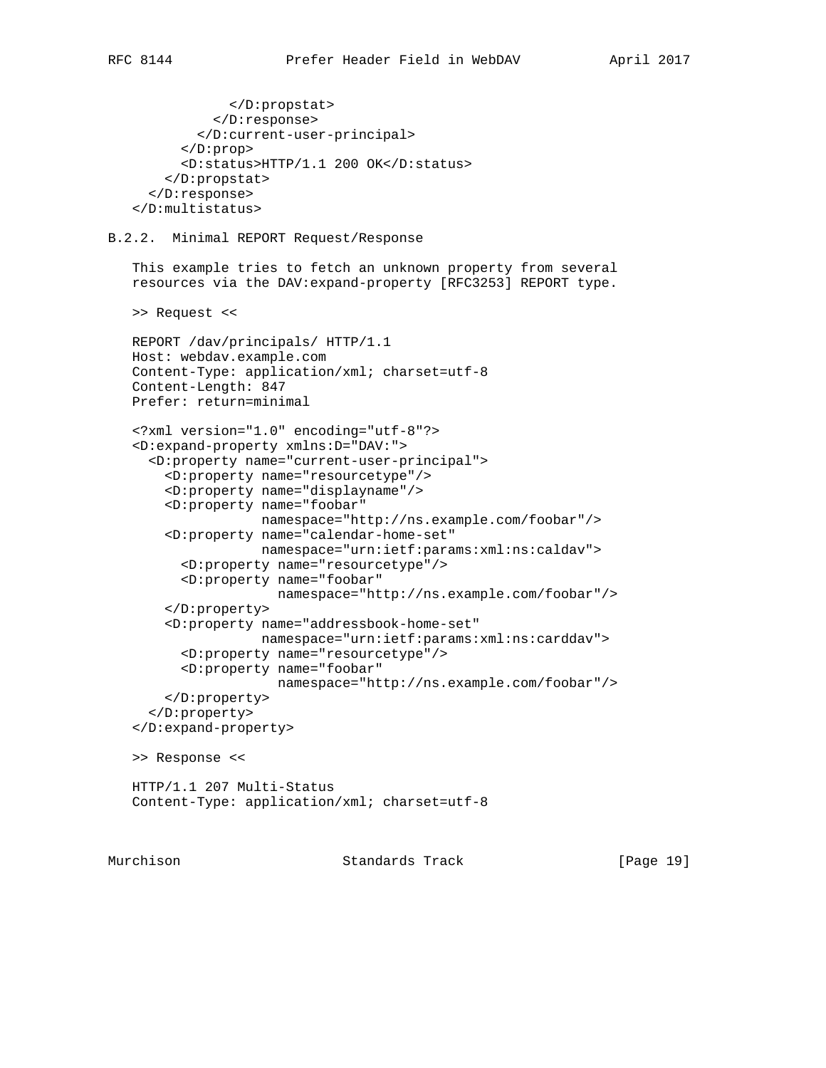```
              </D:propstat>
            </D:response>
          </D:current-user-principal>
        </D:prop>
        <D:status>HTTP/1.1 200 OK</D:status>
      </D:propstat>
    </D:response>
  </D:multistatus>
```

### B.2.2. Minimal REPORT Request/Response

This example tries to fetch an unknown property from several resources via the DAV:expand-property [RFC3253] REPORT type.

>> Request <<

```
REPORT /dav/principals/ HTTP/1.1
Host: webdav.example.com
Content-Type: application/xml; charset=utf-8
Content-Length: 847
Prefer: return=minimal

<?xml version="1.0" encoding="utf-8"?>
<D:expand-property xmlns:D="DAV:">
  <D:property name="current-user-principal">
    <D:property name="resourcetype"/>
    <D:property name="displayname"/>
    <D:property name="foobar"
                namespace="http://ns.example.com/foobar"/>
    <D:property name="calendar-home-set"
                namespace="urn:ietf:params:xml:ns:caldav">
      <D:property name="resourcetype"/>
      <D:property name="foobar"
                  namespace="http://ns.example.com/foobar"/>
    </D:property>
    <D:property name="addressbook-home-set"
                namespace="urn:ietf:params:xml:ns:carddav">
      <D:property name="resourcetype"/>
      <D:property name="foobar"
                  namespace="http://ns.example.com/foobar"/>
    </D:property>
  </D:property>
</D:expand-property>
```

>> Response <<

```
HTTP/1.1 207 Multi-Status
Content-Type: application/xml; charset=utf-8
```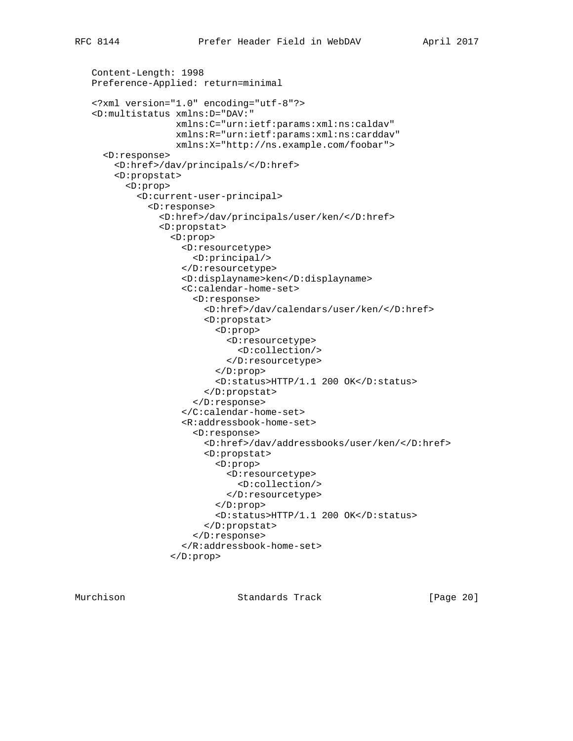```
   Content-Length: 1998
   Preference-Applied: return=minimal

   <?xml version="1.0" encoding="utf-8"?>
   <D:multistatus xmlns:D="DAV:"
                  xmlns:C="urn:ietf:params:xml:ns:caldav"
                  xmlns:R="urn:ietf:params:xml:ns:carddav"
                  xmlns:X="http://ns.example.com/foobar">
     <D:response>
       <D:href>/dav/principals/</D:href>
       <D:propstat>
         <D:prop>
           <D:current-user-principal>
             <D:response>
               <D:href>/dav/principals/user/ken/</D:href>
               <D:propstat>
                 <D:prop>
                   <D:resourcetype>
                     <D:principal/>
                   </D:resourcetype>
                   <D:displayname>ken</D:displayname>
                   <C:calendar-home-set>
                     <D:response>
                       <D:href>/dav/calendars/user/ken/</D:href>
                       <D:propstat>
                         <D:prop>
                           <D:resourcetype>
                             <D:collection/>
                           </D:resourcetype>
                         </D:prop>
                         <D:status>HTTP/1.1 200 OK</D:status>
                       </D:propstat>
                     </D:response>
                   </C:calendar-home-set>
                   <R:addressbook-home-set>
                     <D:response>
                       <D:href>/dav/addressbooks/user/ken/</D:href>
                       <D:propstat>
                         <D:prop>
                           <D:resourcetype>
                             <D:collection/>
                           </D:resourcetype>
                         </D:prop>
                         <D:status>HTTP/1.1 200 OK</D:status>
                       </D:propstat>
                     </D:response>
                   </R:addressbook-home-set>
                 </D:prop>
```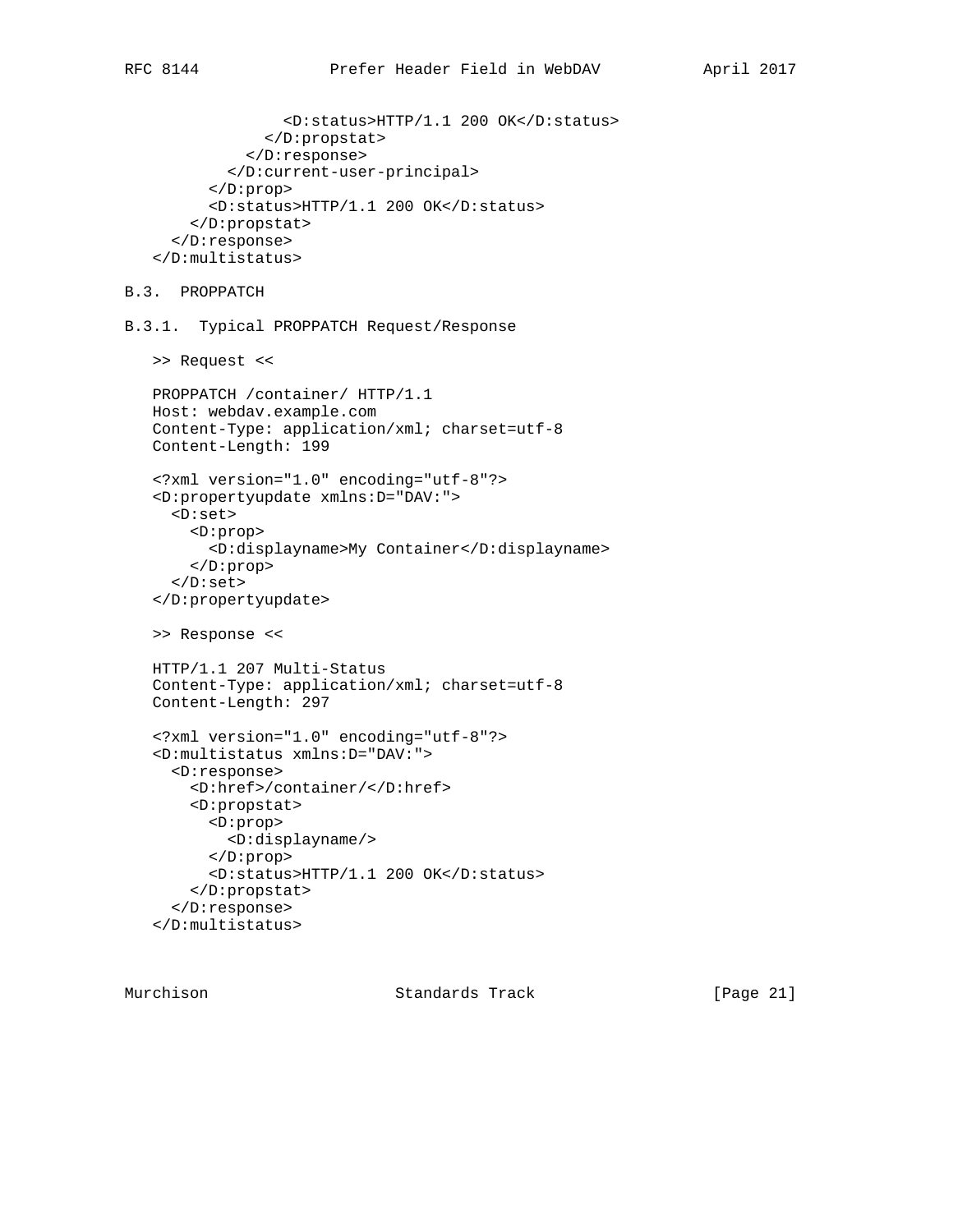```
              <D:status>HTTP/1.1 200 OK</D:status>
            </D:propstat>
          </D:response>
        </D:current-user-principal>
      </D:prop>
      <D:status>HTTP/1.1 200 OK</D:status>
    </D:propstat>
  </D:response>
</D:multistatus>
```

### B.3. PROPPATCH

#### B.3.1. Typical PROPPATCH Request/Response

>> Request <<

```
PROPPATCH /container/ HTTP/1.1
Host: webdav.example.com
Content-Type: application/xml; charset=utf-8
Content-Length: 199

<?xml version="1.0" encoding="utf-8"?>
<D:propertyupdate xmlns:D="DAV:">
  <D:set>
    <D:prop>
      <D:displayname>My Container</D:displayname>
    </D:prop>
  </D:set>
</D:propertyupdate>
```

>> Response <<

```
HTTP/1.1 207 Multi-Status
Content-Type: application/xml; charset=utf-8
Content-Length: 297

<?xml version="1.0" encoding="utf-8"?>
<D:multistatus xmlns:D="DAV:">
  <D:response>
    <D:href>/container/</D:href>
    <D:propstat>
      <D:prop>
        <D:displayname/>
      </D:prop>
      <D:status>HTTP/1.1 200 OK</D:status>
    </D:propstat>
  </D:response>
</D:multistatus>
```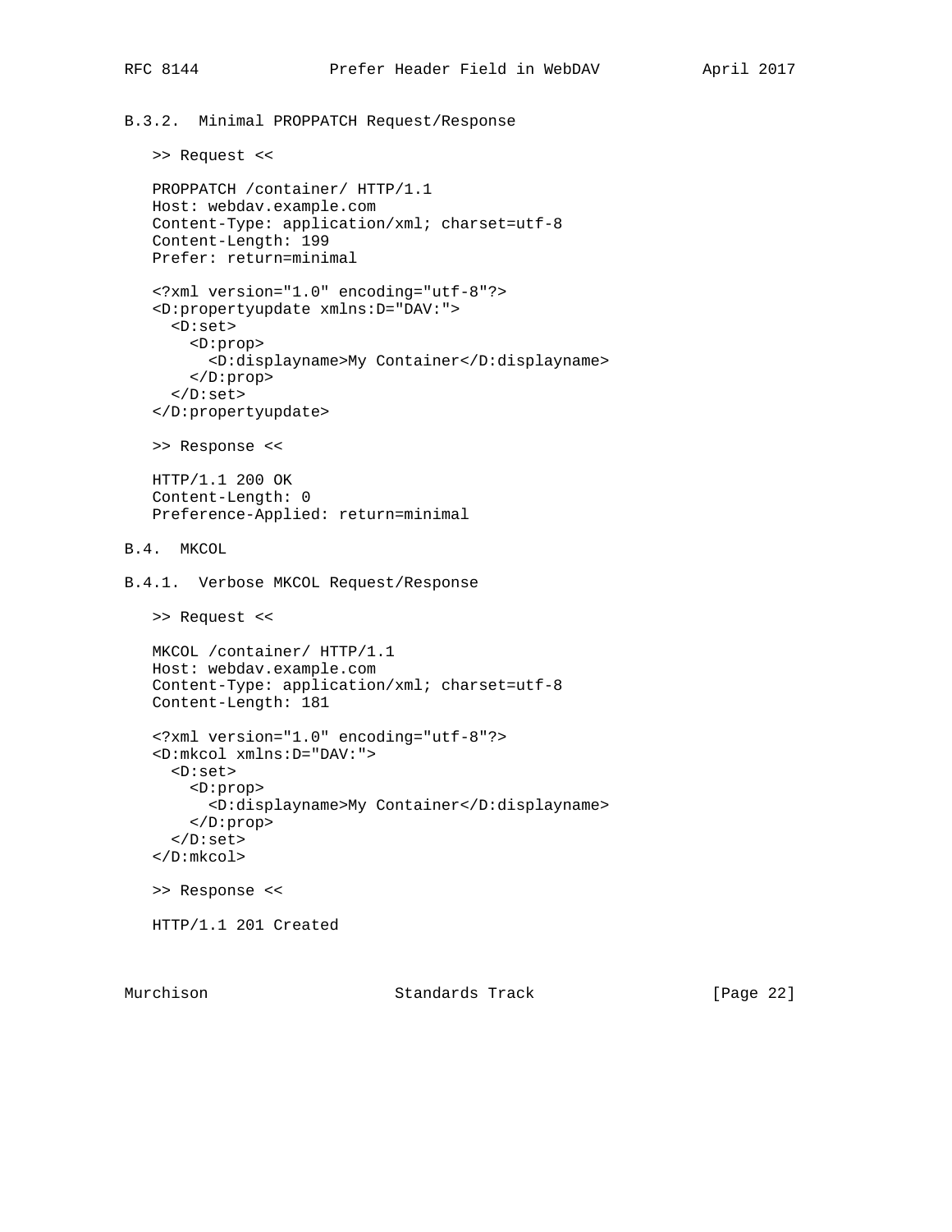### B.3.2. Minimal PROPPATCH Request/Response

>> Request <<

```
PROPPATCH /container/ HTTP/1.1
Host: webdav.example.com
Content-Type: application/xml; charset=utf-8
Content-Length: 199
Prefer: return=minimal

<?xml version="1.0" encoding="utf-8"?>
<D:propertyupdate xmlns:D="DAV:">
  <D:set>
    <D:prop>
      <D:displayname>My Container</D:displayname>
    </D:prop>
  </D:set>
</D:propertyupdate>
```

>> Response <<

```
HTTP/1.1 200 OK
Content-Length: 0
Preference-Applied: return=minimal
```

## B.4. MKCOL

### B.4.1. Verbose MKCOL Request/Response

>> Request <<

```
MKCOL /container/ HTTP/1.1
Host: webdav.example.com
Content-Type: application/xml; charset=utf-8
Content-Length: 181

<?xml version="1.0" encoding="utf-8"?>
<D:mkcol xmlns:D="DAV:">
  <D:set>
    <D:prop>
      <D:displayname>My Container</D:displayname>
    </D:prop>
  </D:set>
</D:mkcol>
```

>> Response <<

```
HTTP/1.1 201 Created
```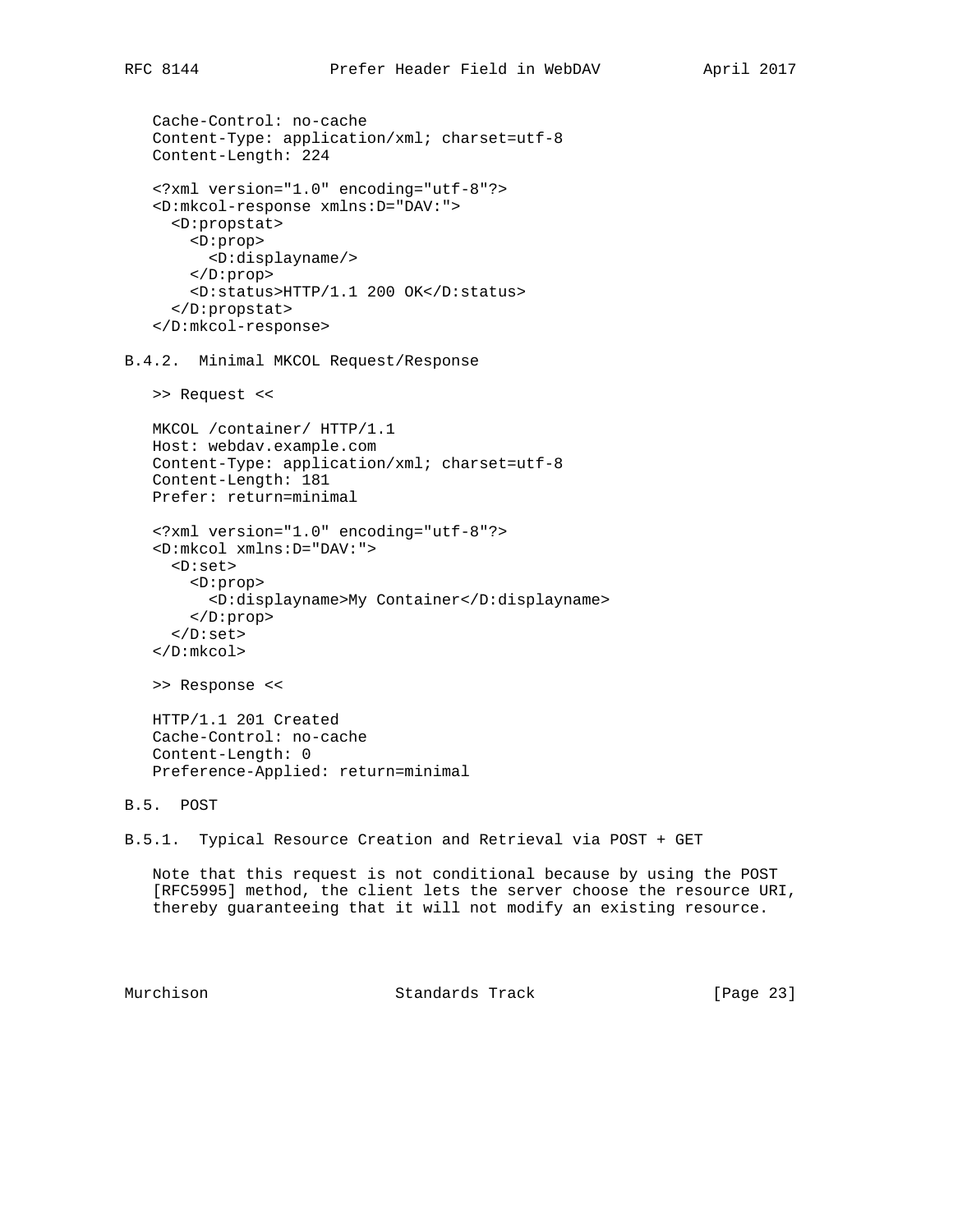```
Cache-Control: no-cache
Content-Type: application/xml; charset=utf-8
Content-Length: 224

<?xml version="1.0" encoding="utf-8"?>
<D:mkcol-response xmlns:D="DAV:">
  <D:propstat>
    <D:prop>
      <D:displayname/>
    </D:prop>
    <D:status>HTTP/1.1 200 OK</D:status>
  </D:propstat>
</D:mkcol-response>
```

### B.4.2. Minimal MKCOL Request/Response

```
>> Request <<

MKCOL /container/ HTTP/1.1
Host: webdav.example.com
Content-Type: application/xml; charset=utf-8
Content-Length: 181
Prefer: return=minimal

<?xml version="1.0" encoding="utf-8"?>
<D:mkcol xmlns:D="DAV:">
  <D:set>
    <D:prop>
      <D:displayname>My Container</D:displayname>
    </D:prop>
  </D:set>
</D:mkcol>

>> Response <<

HTTP/1.1 201 Created
Cache-Control: no-cache
Content-Length: 0
Preference-Applied: return=minimal
```

## B.5. POST

### B.5.1. Typical Resource Creation and Retrieval via POST + GET

Note that this request is not conditional because by using the POST [RFC5995] method, the client lets the server choose the resource URI, thereby guaranteeing that it will not modify an existing resource.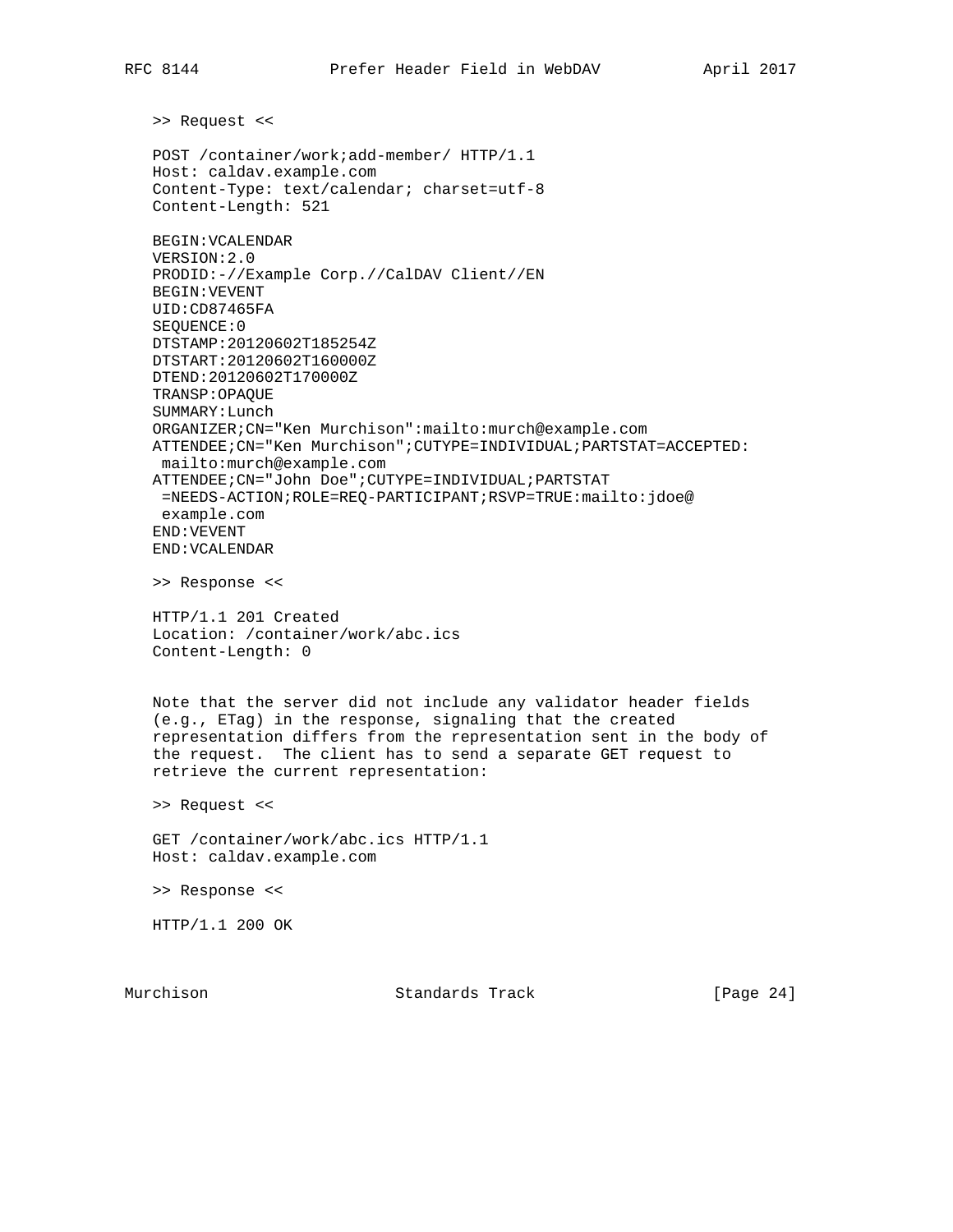>> Request <<

```
POST /container/work;add-member/ HTTP/1.1
Host: caldav.example.com
Content-Type: text/calendar; charset=utf-8
Content-Length: 521

BEGIN:VCALENDAR
VERSION:2.0
PRODID:-//Example Corp.//CalDAV Client//EN
BEGIN:VEVENT
UID:CD87465FA
SEQUENCE:0
DTSTAMP:20120602T185254Z
DTSTART:20120602T160000Z
DTEND:20120602T170000Z
TRANSP:OPAQUE
SUMMARY:Lunch
ORGANIZER;CN="Ken Murchison":mailto:murch@example.com
ATTENDEE;CN="Ken Murchison";CUTYPE=INDIVIDUAL;PARTSTAT=ACCEPTED:
 mailto:murch@example.com
ATTENDEE;CN="John Doe";CUTYPE=INDIVIDUAL;PARTSTAT
 =NEEDS-ACTION;ROLE=REQ-PARTICIPANT;RSVP=TRUE:mailto:jdoe@
 example.com
END:VEVENT
END:VCALENDAR
```

>> Response <<

```
HTTP/1.1 201 Created
Location: /container/work/abc.ics
Content-Length: 0
```

Note that the server did not include any validator header fields (e.g., ETag) in the response, signaling that the created representation differs from the representation sent in the body of the request. The client has to send a separate GET request to retrieve the current representation:

>> Request <<

```
GET /container/work/abc.ics HTTP/1.1
Host: caldav.example.com
```

>> Response <<

```
HTTP/1.1 200 OK
```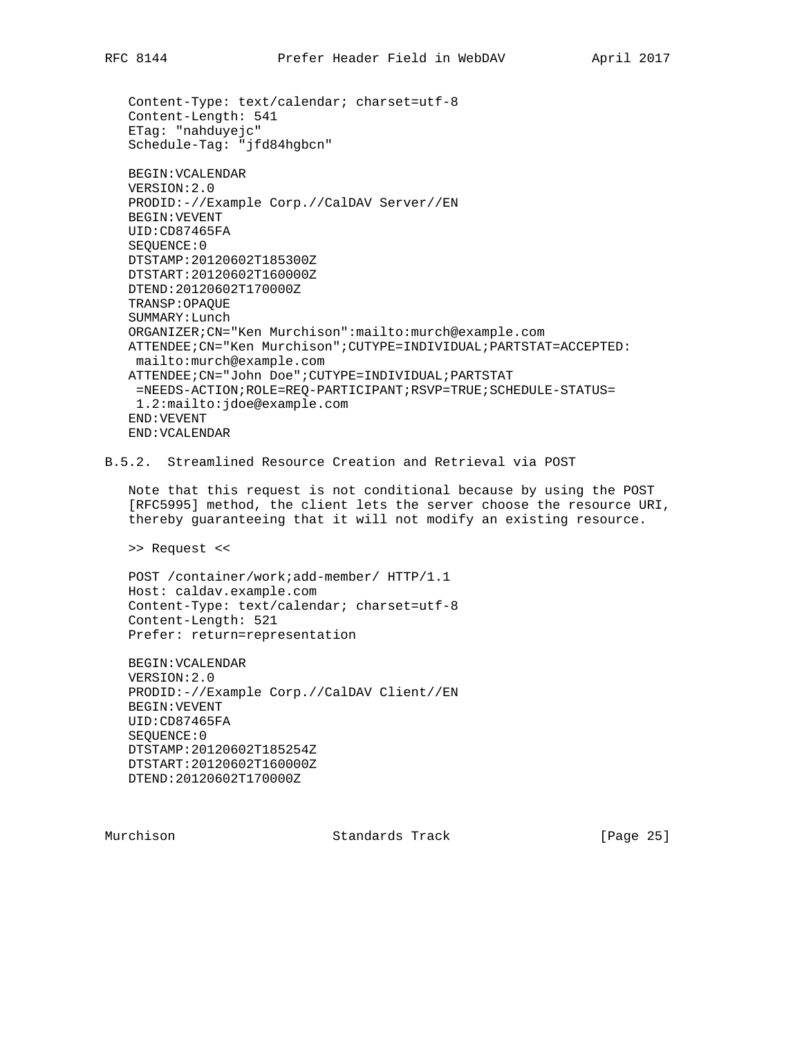```
Content-Type: text/calendar; charset=utf-8
Content-Length: 541
ETag: "nahduyejc"
Schedule-Tag: "jfd84hgbcn"

BEGIN:VCALENDAR
VERSION:2.0
PRODID:-//Example Corp.//CalDAV Server//EN
BEGIN:VEVENT
UID:CD87465FA
SEQUENCE:0
DTSTAMP:20120602T185300Z
DTSTART:20120602T160000Z
DTEND:20120602T170000Z
TRANSP:OPAQUE
SUMMARY:Lunch
ORGANIZER;CN="Ken Murchison":mailto:murch@example.com
ATTENDEE;CN="Ken Murchison";CUTYPE=INDIVIDUAL;PARTSTAT=ACCEPTED:
 mailto:murch@example.com
ATTENDEE;CN="John Doe";CUTYPE=INDIVIDUAL;PARTSTAT
 =NEEDS-ACTION;ROLE=REQ-PARTICIPANT;RSVP=TRUE;SCHEDULE-STATUS=
 1.2:mailto:jdoe@example.com
END:VEVENT
END:VCALENDAR
```

#### B.5.2. Streamlined Resource Creation and Retrieval via POST

Note that this request is not conditional because by using the POST [RFC5995] method, the client lets the server choose the resource URI, thereby guaranteeing that it will not modify an existing resource.

>> Request <<

```
POST /container/work;add-member/ HTTP/1.1
Host: caldav.example.com
Content-Type: text/calendar; charset=utf-8
Content-Length: 521
Prefer: return=representation

BEGIN:VCALENDAR
VERSION:2.0
PRODID:-//Example Corp.//CalDAV Client//EN
BEGIN:VEVENT
UID:CD87465FA
SEQUENCE:0
DTSTAMP:20120602T185254Z
DTSTART:20120602T160000Z
DTEND:20120602T170000Z
```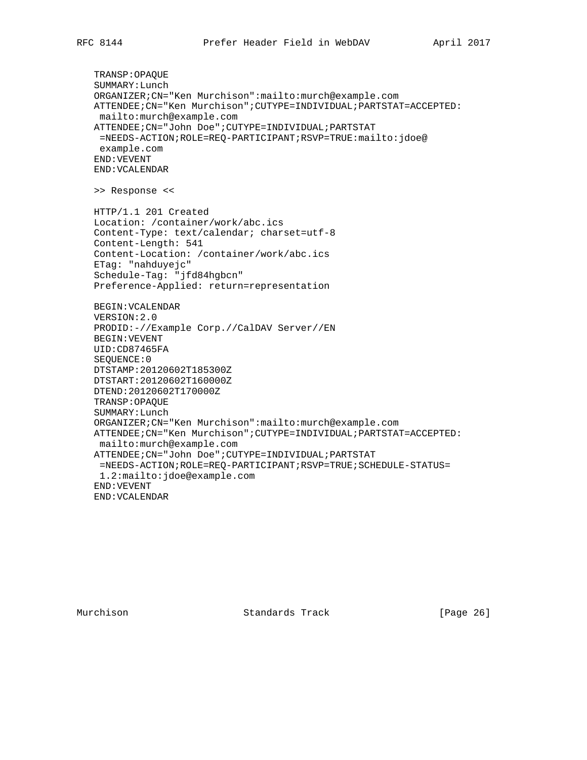```
TRANSP:OPAQUE
SUMMARY:Lunch
ORGANIZER;CN="Ken Murchison":mailto:murch@example.com
ATTENDEE;CN="Ken Murchison";CUTYPE=INDIVIDUAL;PARTSTAT=ACCEPTED:
 mailto:murch@example.com
ATTENDEE;CN="John Doe";CUTYPE=INDIVIDUAL;PARTSTAT
 =NEEDS-ACTION;ROLE=REQ-PARTICIPANT;RSVP=TRUE:mailto:jdoe@
 example.com
END:VEVENT
END:VCALENDAR

>> Response <<

HTTP/1.1 201 Created
Location: /container/work/abc.ics
Content-Type: text/calendar; charset=utf-8
Content-Length: 541
Content-Location: /container/work/abc.ics
ETag: "nahduyejc"
Schedule-Tag: "jfd84hgbcn"
Preference-Applied: return=representation

BEGIN:VCALENDAR
VERSION:2.0
PRODID:-//Example Corp.//CalDAV Server//EN
BEGIN:VEVENT
UID:CD87465FA
SEQUENCE:0
DTSTAMP:20120602T185300Z
DTSTART:20120602T160000Z
DTEND:20120602T170000Z
TRANSP:OPAQUE
SUMMARY:Lunch
ORGANIZER;CN="Ken Murchison":mailto:murch@example.com
ATTENDEE;CN="Ken Murchison";CUTYPE=INDIVIDUAL;PARTSTAT=ACCEPTED:
 mailto:murch@example.com
ATTENDEE;CN="John Doe";CUTYPE=INDIVIDUAL;PARTSTAT
 =NEEDS-ACTION;ROLE=REQ-PARTICIPANT;RSVP=TRUE;SCHEDULE-STATUS=
 1.2:mailto:jdoe@example.com
END:VEVENT
END:VCALENDAR
```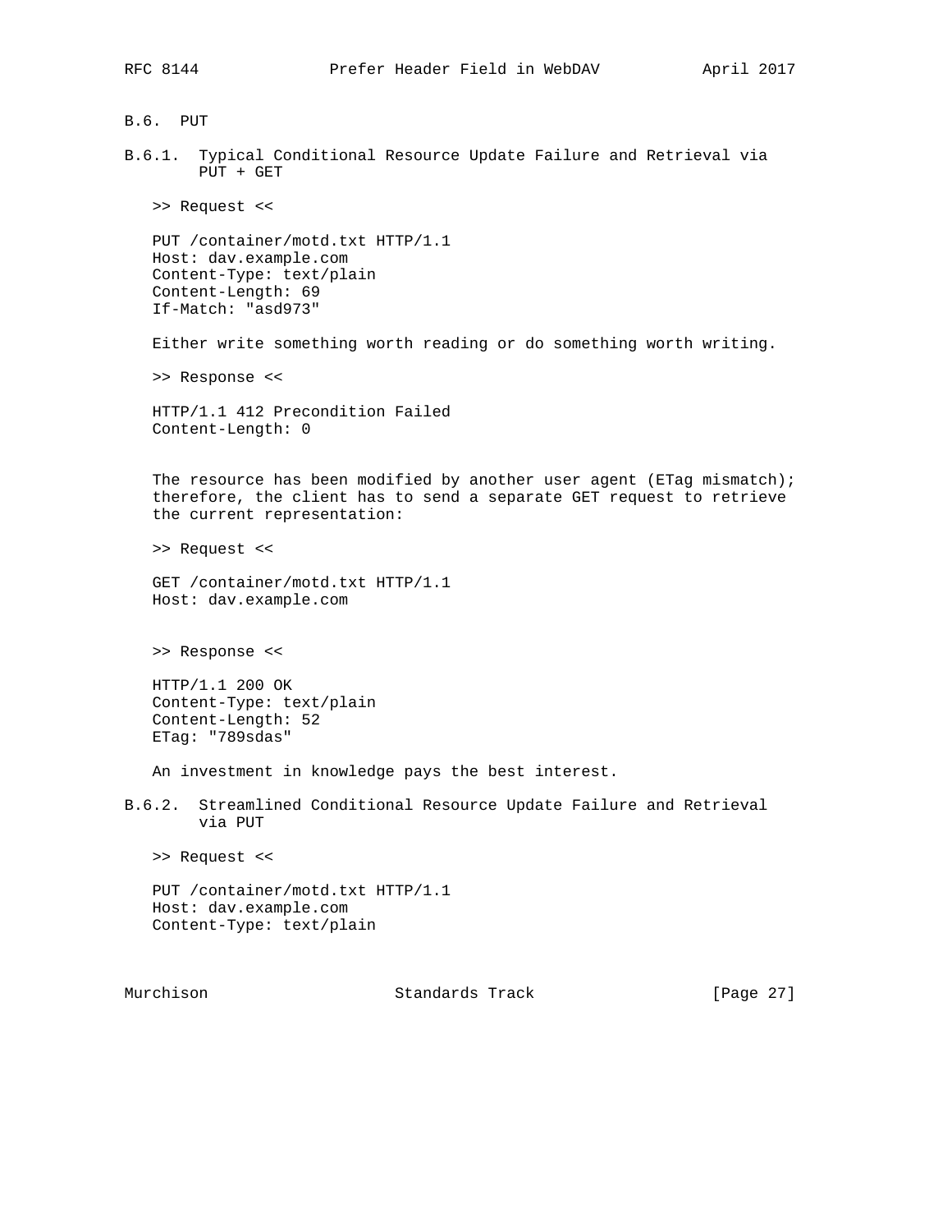### B.6. PUT

#### B.6.1. Typical Conditional Resource Update Failure and Retrieval via PUT + GET

>> Request <<

```
PUT /container/motd.txt HTTP/1.1
Host: dav.example.com
Content-Type: text/plain
Content-Length: 69
If-Match: "asd973"

Either write something worth reading or do something worth writing.
```

>> Response <<

```
HTTP/1.1 412 Precondition Failed
Content-Length: 0
```

The resource has been modified by another user agent (ETag mismatch); therefore, the client has to send a separate GET request to retrieve the current representation:

>> Request <<

```
GET /container/motd.txt HTTP/1.1
Host: dav.example.com
```

>> Response <<

```
HTTP/1.1 200 OK
Content-Type: text/plain
Content-Length: 52
ETag: "789sdas"

An investment in knowledge pays the best interest.
```

#### B.6.2. Streamlined Conditional Resource Update Failure and Retrieval via PUT

>> Request <<

```
PUT /container/motd.txt HTTP/1.1
Host: dav.example.com
Content-Type: text/plain
```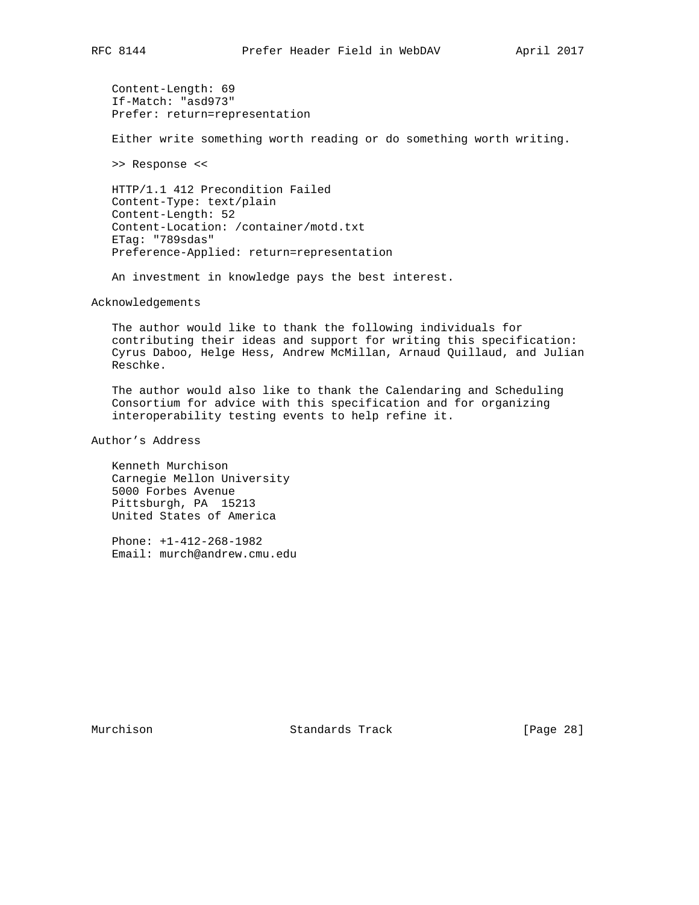```
   Content-Length: 69
   If-Match: "asd973"
   Prefer: return=representation

   Either write something worth reading or do something worth writing.

   >> Response <<

   HTTP/1.1 412 Precondition Failed
   Content-Type: text/plain
   Content-Length: 52
   Content-Location: /container/motd.txt
   ETag: "789sdas"
   Preference-Applied: return=representation

   An investment in knowledge pays the best interest.
```

## Acknowledgements

The author would like to thank the following individuals for contributing their ideas and support for writing this specification: Cyrus Daboo, Helge Hess, Andrew McMillan, Arnaud Quillaud, and Julian Reschke.

The author would also like to thank the Calendaring and Scheduling Consortium for advice with this specification and for organizing interoperability testing events to help refine it.

## Author's Address

Kenneth Murchison
Carnegie Mellon University
5000 Forbes Avenue
Pittsburgh, PA  15213
United States of America

Phone: +1-412-268-1982
Email: murch@andrew.cmu.edu